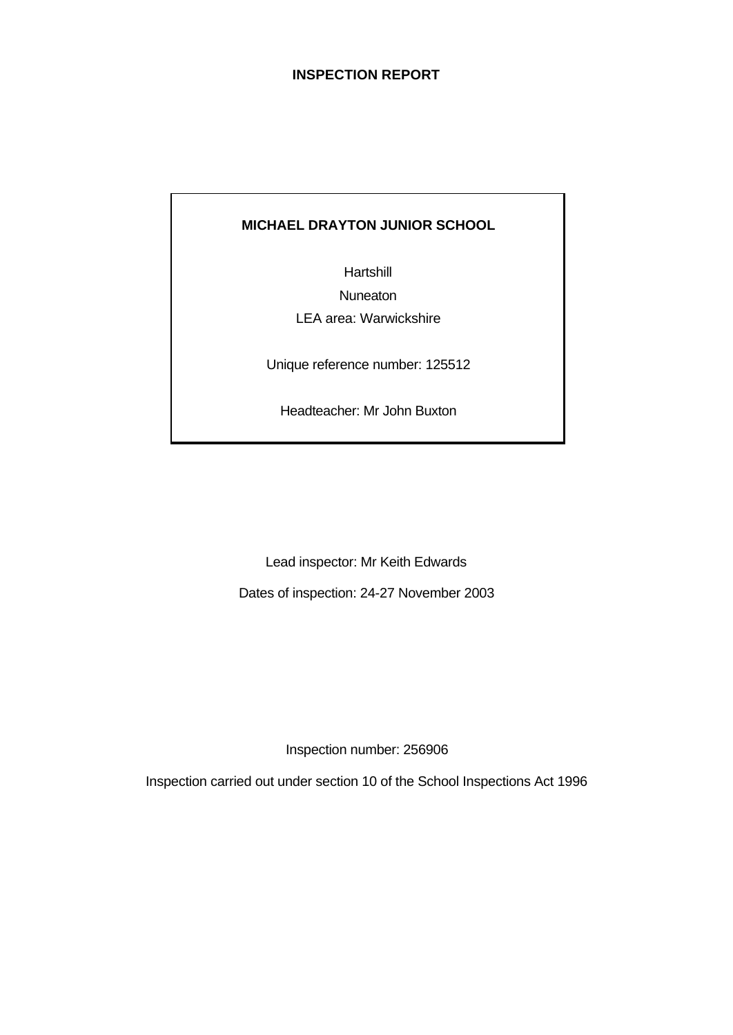# INSPECTION REPORT

**MICHAEL DRAYTON JUNIOR SCHOOL**

Hartshill

Nuneaton

LEA area: Warwickshire

Unique reference number: 125512

Headteacher: Mr John Buxton

Lead inspector: Mr Keith Edwards

Dates of inspection: 24-27 November 2003

Inspection number: 256906

Inspection carried out under section 10 of the School Inspections Act 1996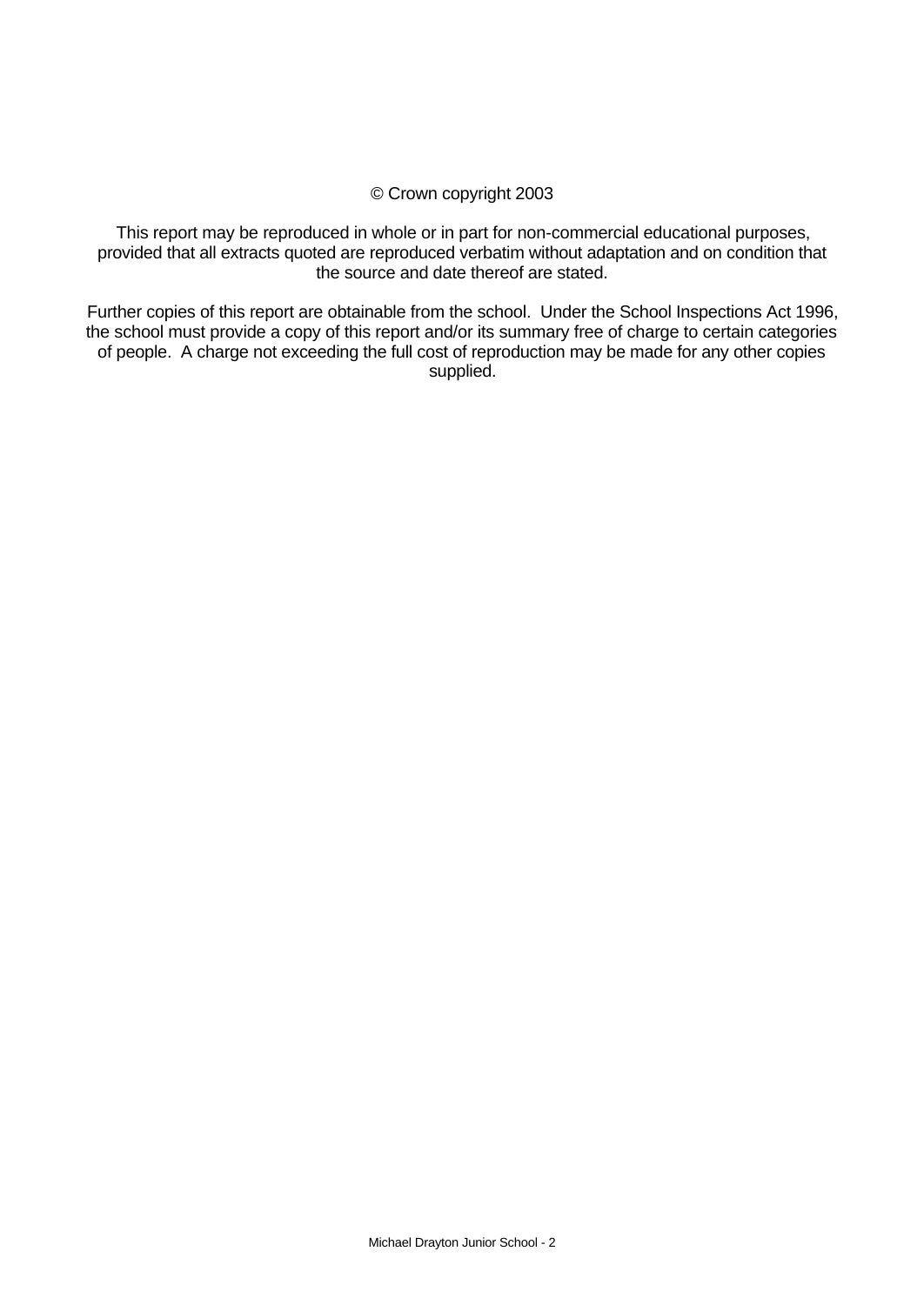© Crown copyright 2003

This report may be reproduced in whole or in part for non-commercial educational purposes, provided that all extracts quoted are reproduced verbatim without adaptation and on condition that the source and date thereof are stated.

Further copies of this report are obtainable from the school. Under the School Inspections Act 1996, the school must provide a copy of this report and/or its summary free of charge to certain categories of people. A charge not exceeding the full cost of reproduction may be made for any other copies supplied.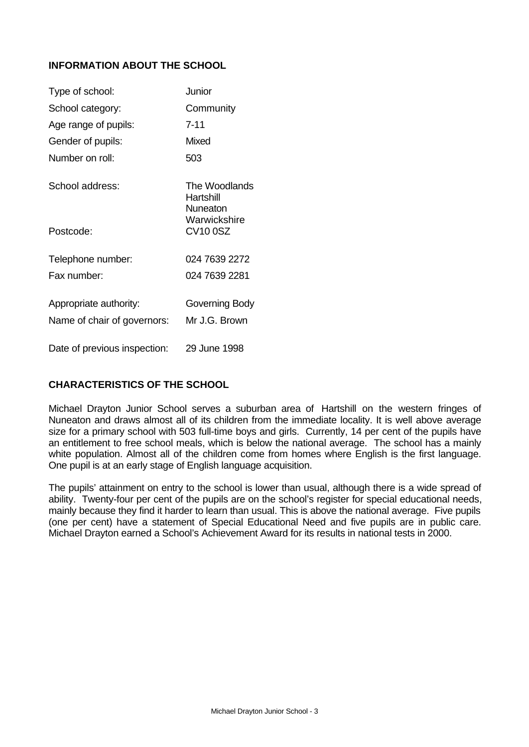## INFORMATION ABOUT THE SCHOOL

| | |
|---|---|
| Type of school: | Junior |
| School category: | Community |
| Age range of pupils: | 7-11 |
| Gender of pupils: | Mixed |
| Number on roll: | 503 |
| School address: | The Woodlands<br>Hartshill<br>Nuneaton<br>Warwickshire |
| Postcode: | CV10 0SZ |
| Telephone number: | 024 7639 2272 |
| Fax number: | 024 7639 2281 |
| Appropriate authority: | Governing Body |
| Name of chair of governors: | Mr J.G. Brown |
| Date of previous inspection: | 29 June 1998 |

## CHARACTERISTICS OF THE SCHOOL

Michael Drayton Junior School serves a suburban area of Hartshill on the western fringes of Nuneaton and draws almost all of its children from the immediate locality. It is well above average size for a primary school with 503 full-time boys and girls. Currently, 14 per cent of the pupils have an entitlement to free school meals, which is below the national average. The school has a mainly white population. Almost all of the children come from homes where English is the first language. One pupil is at an early stage of English language acquisition.

The pupils' attainment on entry to the school is lower than usual, although there is a wide spread of ability. Twenty-four per cent of the pupils are on the school's register for special educational needs, mainly because they find it harder to learn than usual. This is above the national average. Five pupils (one per cent) have a statement of Special Educational Need and five pupils are in public care. Michael Drayton earned a School's Achievement Award for its results in national tests in 2000.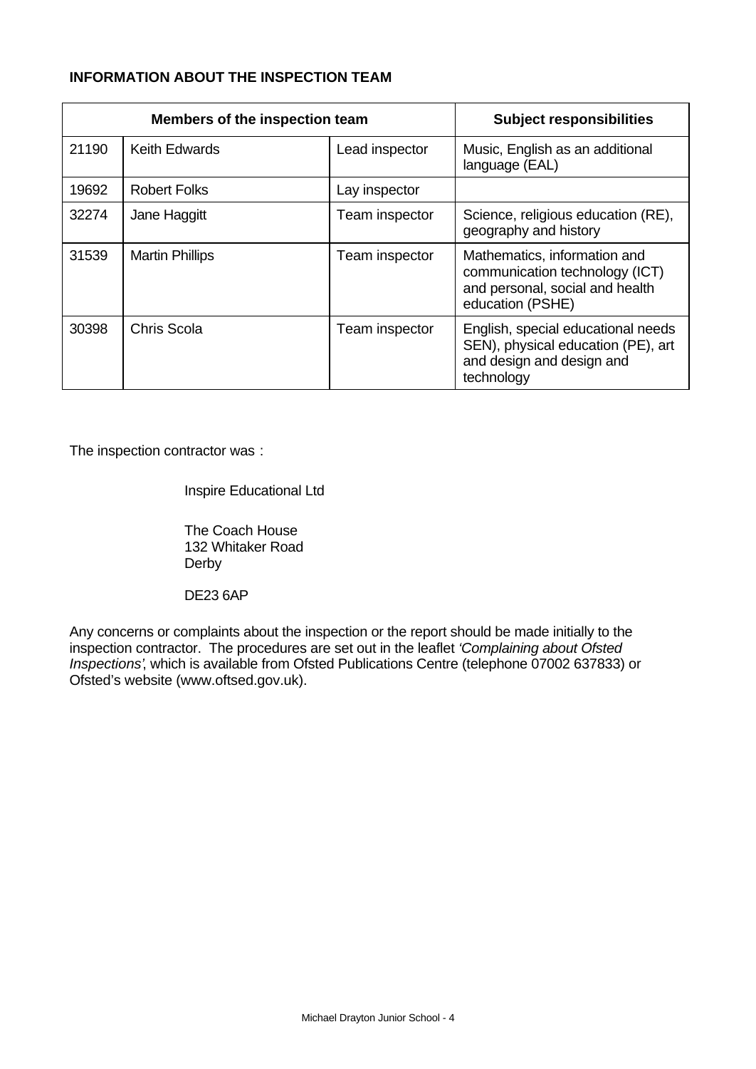**INFORMATION ABOUT THE INSPECTION TEAM**

| Members of the inspection team | | | Subject responsibilities |
|---|---|---|---|
| 21190 | Keith Edwards | Lead inspector | Music, English as an additional language (EAL) |
| 19692 | Robert Folks | Lay inspector | |
| 32274 | Jane Haggitt | Team inspector | Science, religious education (RE), geography and history |
| 31539 | Martin Phillips | Team inspector | Mathematics, information and communication technology (ICT) and personal, social and health education (PSHE) |
| 30398 | Chris Scola | Team inspector | English, special educational needs SEN), physical education (PE), art and design and design and technology |

The inspection contractor was :

Inspire Educational Ltd

The Coach House
132 Whitaker Road
Derby

DE23 6AP

Any concerns or complaints about the inspection or the report should be made initially to the inspection contractor. The procedures are set out in the leaflet *'Complaining about Ofsted Inspections'*, which is available from Ofsted Publications Centre (telephone 07002 637833) or Ofsted's website (www.oftsed.gov.uk).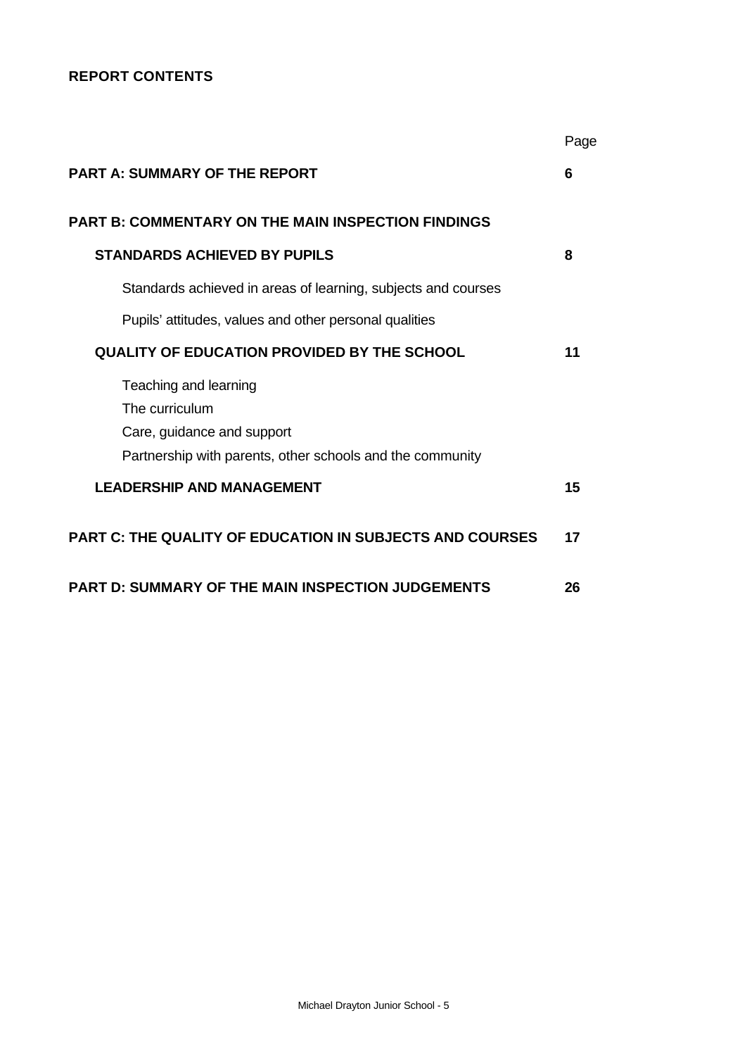**REPORT CONTENTS**

| | Page |
|---|---|
| **PART A: SUMMARY OF THE REPORT** | **6** |
| **PART B: COMMENTARY ON THE MAIN INSPECTION FINDINGS** | |
| **STANDARDS ACHIEVED BY PUPILS** | **8** |
| Standards achieved in areas of learning, subjects and courses | |
| Pupils' attitudes, values and other personal qualities | |
| **QUALITY OF EDUCATION PROVIDED BY THE SCHOOL** | **11** |
| Teaching and learning<br>The curriculum<br>Care, guidance and support<br>Partnership with parents, other schools and the community | |
| **LEADERSHIP AND MANAGEMENT** | **15** |
| **PART C: THE QUALITY OF EDUCATION IN SUBJECTS AND COURSES** | **17** |
| **PART D: SUMMARY OF THE MAIN INSPECTION JUDGEMENTS** | **26** |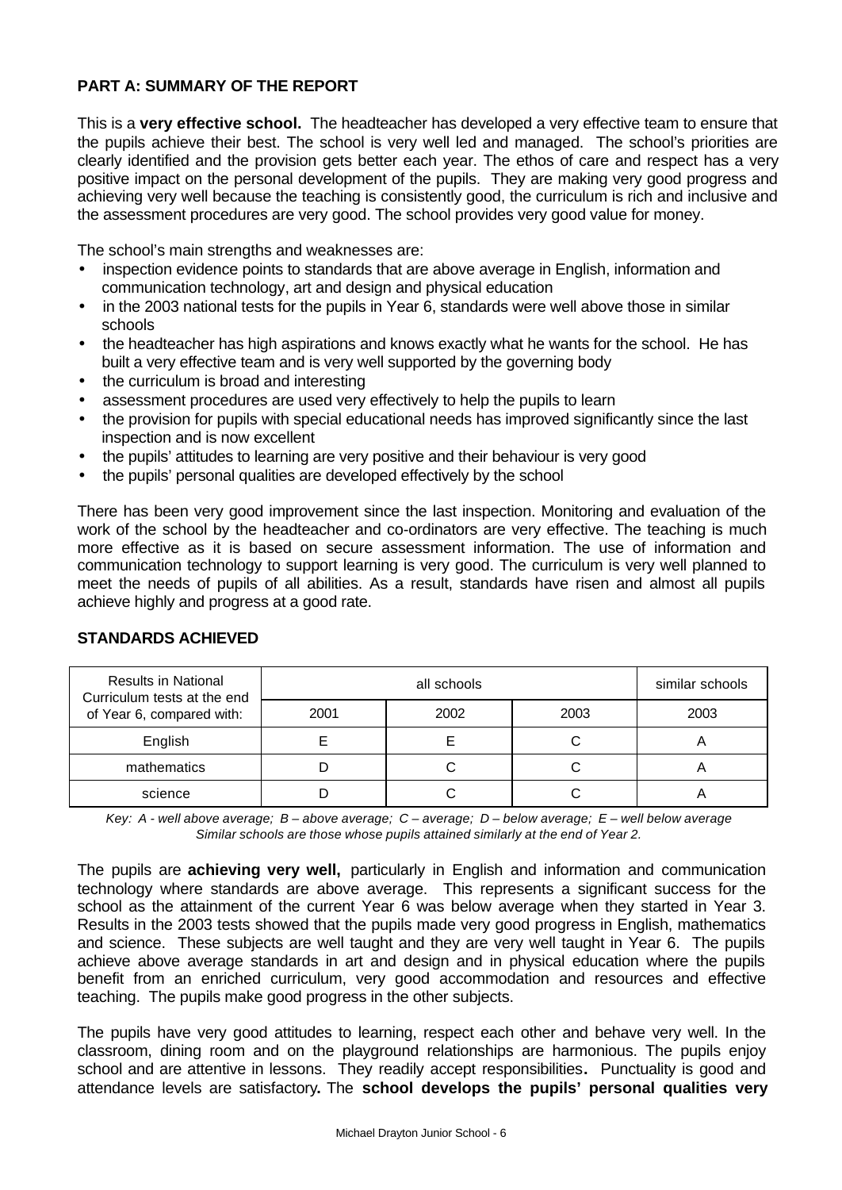## PART A: SUMMARY OF THE REPORT

This is a **very effective school.** The headteacher has developed a very effective team to ensure that the pupils achieve their best. The school is very well led and managed. The school's priorities are clearly identified and the provision gets better each year. The ethos of care and respect has a very positive impact on the personal development of the pupils. They are making very good progress and achieving very well because the teaching is consistently good, the curriculum is rich and inclusive and the assessment procedures are very good. The school provides very good value for money.

The school's main strengths and weaknesses are:

- inspection evidence points to standards that are above average in English, information and communication technology, art and design and physical education
- in the 2003 national tests for the pupils in Year 6, standards were well above those in similar schools
- the headteacher has high aspirations and knows exactly what he wants for the school. He has built a very effective team and is very well supported by the governing body
- the curriculum is broad and interesting
- assessment procedures are used very effectively to help the pupils to learn
- the provision for pupils with special educational needs has improved significantly since the last inspection and is now excellent
- the pupils' attitudes to learning are very positive and their behaviour is very good
- the pupils' personal qualities are developed effectively by the school

There has been very good improvement since the last inspection. Monitoring and evaluation of the work of the school by the headteacher and co-ordinators are very effective. The teaching is much more effective as it is based on secure assessment information. The use of information and communication technology to support learning is very good. The curriculum is very well planned to meet the needs of pupils of all abilities. As a result, standards have risen and almost all pupils achieve highly and progress at a good rate.

## STANDARDS ACHIEVED

| Results in National Curriculum tests at the end of Year 6, compared with: | all schools | | | similar schools |
|---|---|---|---|---|
| | 2001 | 2002 | 2003 | 2003 |
| English | E | E | C | A |
| mathematics | D | C | C | A |
| science | D | C | C | A |

*Key: A - well above average; B – above average; C – average; D – below average; E – well below average*
*Similar schools are those whose pupils attained similarly at the end of Year 2.*

The pupils are **achieving very well,** particularly in English and information and communication technology where standards are above average. This represents a significant success for the school as the attainment of the current Year 6 was below average when they started in Year 3. Results in the 2003 tests showed that the pupils made very good progress in English, mathematics and science. These subjects are well taught and they are very well taught in Year 6. The pupils achieve above average standards in art and design and in physical education where the pupils benefit from an enriched curriculum, very good accommodation and resources and effective teaching. The pupils make good progress in the other subjects.

The pupils have very good attitudes to learning, respect each other and behave very well. In the classroom, dining room and on the playground relationships are harmonious. The pupils enjoy school and are attentive in lessons. They readily accept responsibilities**.** Punctuality is good and attendance levels are satisfactory**.** The **school develops the pupils' personal qualities very**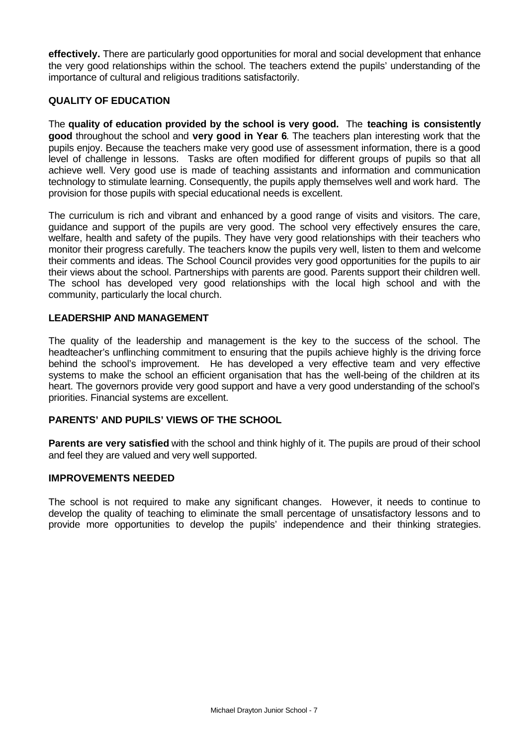**effectively.** There are particularly good opportunities for moral and social development that enhance the very good relationships within the school. The teachers extend the pupils' understanding of the importance of cultural and religious traditions satisfactorily.

### QUALITY OF EDUCATION

The **quality of education provided by the school is very good.** The **teaching is consistently good** throughout the school and **very good in Year 6**. The teachers plan interesting work that the pupils enjoy. Because the teachers make very good use of assessment information, there is a good level of challenge in lessons. Tasks are often modified for different groups of pupils so that all achieve well. Very good use is made of teaching assistants and information and communication technology to stimulate learning. Consequently, the pupils apply themselves well and work hard. The provision for those pupils with special educational needs is excellent.

The curriculum is rich and vibrant and enhanced by a good range of visits and visitors. The care, guidance and support of the pupils are very good. The school very effectively ensures the care, welfare, health and safety of the pupils. They have very good relationships with their teachers who monitor their progress carefully. The teachers know the pupils very well, listen to them and welcome their comments and ideas. The School Council provides very good opportunities for the pupils to air their views about the school. Partnerships with parents are good. Parents support their children well. The school has developed very good relationships with the local high school and with the community, particularly the local church.

### LEADERSHIP AND MANAGEMENT

The quality of the leadership and management is the key to the success of the school. The headteacher's unflinching commitment to ensuring that the pupils achieve highly is the driving force behind the school's improvement. He has developed a very effective team and very effective systems to make the school an efficient organisation that has the well-being of the children at its heart. The governors provide very good support and have a very good understanding of the school's priorities. Financial systems are excellent.

### PARENTS' AND PUPILS' VIEWS OF THE SCHOOL

**Parents are very satisfied** with the school and think highly of it. The pupils are proud of their school and feel they are valued and very well supported.

### IMPROVEMENTS NEEDED

The school is not required to make any significant changes. However, it needs to continue to develop the quality of teaching to eliminate the small percentage of unsatisfactory lessons and to provide more opportunities to develop the pupils' independence and their thinking strategies.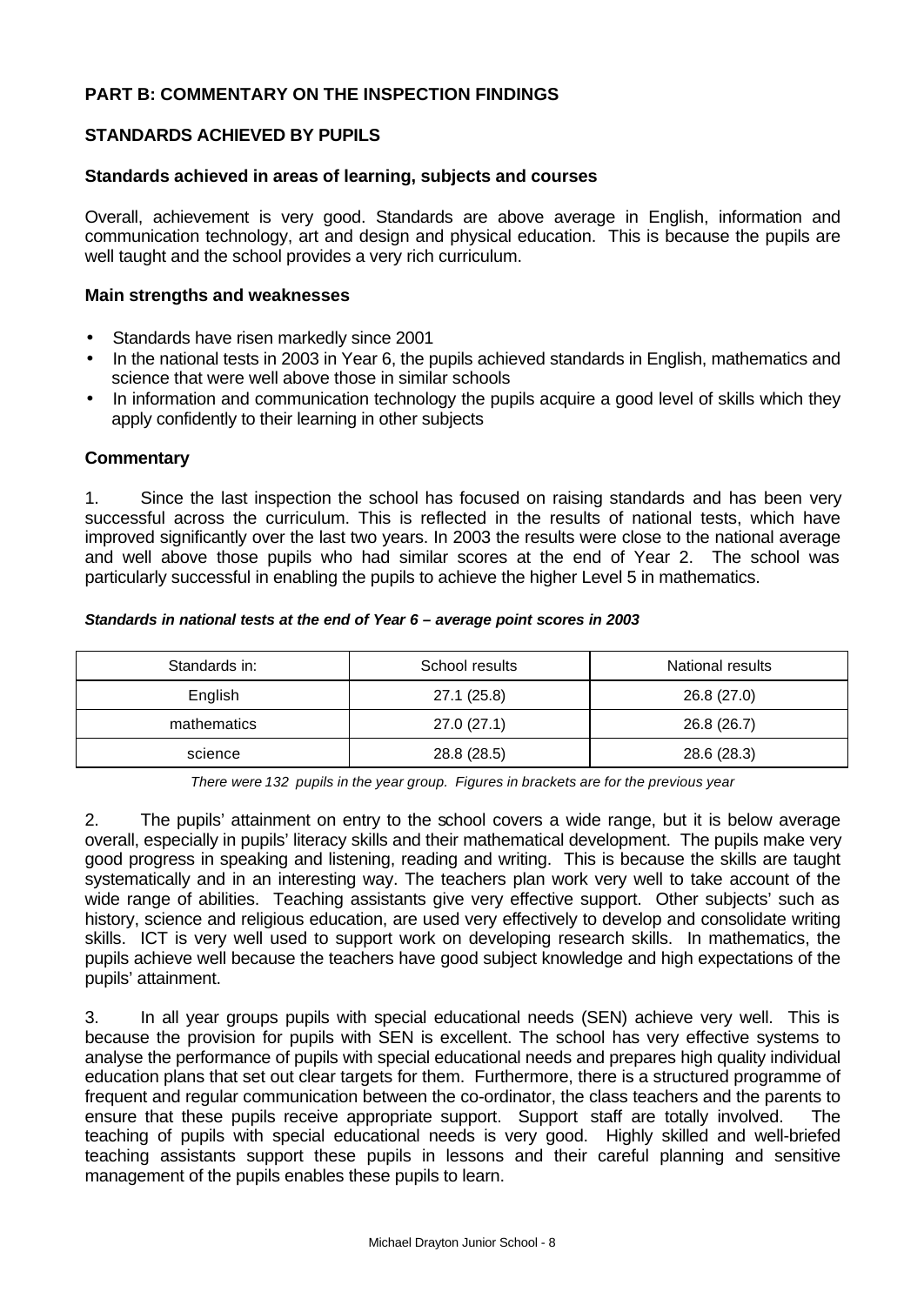## PART B: COMMENTARY ON THE INSPECTION FINDINGS

### STANDARDS ACHIEVED BY PUPILS

#### Standards achieved in areas of learning, subjects and courses

Overall, achievement is very good. Standards are above average in English, information and communication technology, art and design and physical education. This is because the pupils are well taught and the school provides a very rich curriculum.

#### Main strengths and weaknesses

- Standards have risen markedly since 2001
- In the national tests in 2003 in Year 6, the pupils achieved standards in English, mathematics and science that were well above those in similar schools
- In information and communication technology the pupils acquire a good level of skills which they apply confidently to their learning in other subjects

#### Commentary

1. Since the last inspection the school has focused on raising standards and has been very successful across the curriculum. This is reflected in the results of national tests, which have improved significantly over the last two years. In 2003 the results were close to the national average and well above those pupils who had similar scores at the end of Year 2. The school was particularly successful in enabling the pupils to achieve the higher Level 5 in mathematics.

***Standards in national tests at the end of Year 6 – average point scores in 2003***

| Standards in: | School results | National results |
|---|---|---|
| English | 27.1 (25.8) | 26.8 (27.0) |
| mathematics | 27.0 (27.1) | 26.8 (26.7) |
| science | 28.8 (28.5) | 28.6 (28.3) |

*There were 132 pupils in the year group. Figures in brackets are for the previous year*

2. The pupils' attainment on entry to the school covers a wide range, but it is below average overall, especially in pupils' literacy skills and their mathematical development. The pupils make very good progress in speaking and listening, reading and writing. This is because the skills are taught systematically and in an interesting way. The teachers plan work very well to take account of the wide range of abilities. Teaching assistants give very effective support. Other subjects' such as history, science and religious education, are used very effectively to develop and consolidate writing skills. ICT is very well used to support work on developing research skills. In mathematics, the pupils achieve well because the teachers have good subject knowledge and high expectations of the pupils' attainment.

3. In all year groups pupils with special educational needs (SEN) achieve very well. This is because the provision for pupils with SEN is excellent. The school has very effective systems to analyse the performance of pupils with special educational needs and prepares high quality individual education plans that set out clear targets for them. Furthermore, there is a structured programme of frequent and regular communication between the co-ordinator, the class teachers and the parents to ensure that these pupils receive appropriate support. Support staff are totally involved. The teaching of pupils with special educational needs is very good. Highly skilled and well-briefed teaching assistants support these pupils in lessons and their careful planning and sensitive management of the pupils enables these pupils to learn.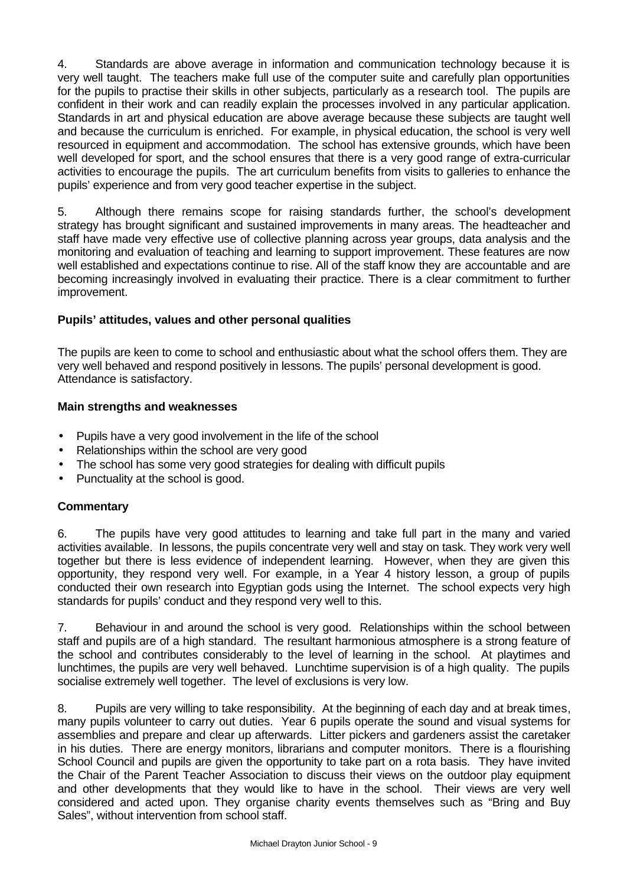4. Standards are above average in information and communication technology because it is very well taught. The teachers make full use of the computer suite and carefully plan opportunities for the pupils to practise their skills in other subjects, particularly as a research tool. The pupils are confident in their work and can readily explain the processes involved in any particular application. Standards in art and physical education are above average because these subjects are taught well and because the curriculum is enriched. For example, in physical education, the school is very well resourced in equipment and accommodation. The school has extensive grounds, which have been well developed for sport, and the school ensures that there is a very good range of extra-curricular activities to encourage the pupils. The art curriculum benefits from visits to galleries to enhance the pupils' experience and from very good teacher expertise in the subject.

5. Although there remains scope for raising standards further, the school's development strategy has brought significant and sustained improvements in many areas. The headteacher and staff have made very effective use of collective planning across year groups, data analysis and the monitoring and evaluation of teaching and learning to support improvement. These features are now well established and expectations continue to rise. All of the staff know they are accountable and are becoming increasingly involved in evaluating their practice. There is a clear commitment to further improvement.

### Pupils' attitudes, values and other personal qualities

The pupils are keen to come to school and enthusiastic about what the school offers them. They are very well behaved and respond positively in lessons. The pupils' personal development is good. Attendance is satisfactory.

#### Main strengths and weaknesses

- Pupils have a very good involvement in the life of the school
- Relationships within the school are very good
- The school has some very good strategies for dealing with difficult pupils
- Punctuality at the school is good.

#### Commentary

6. The pupils have very good attitudes to learning and take full part in the many and varied activities available. In lessons, the pupils concentrate very well and stay on task. They work very well together but there is less evidence of independent learning. However, when they are given this opportunity, they respond very well. For example, in a Year 4 history lesson, a group of pupils conducted their own research into Egyptian gods using the Internet. The school expects very high standards for pupils' conduct and they respond very well to this.

7. Behaviour in and around the school is very good. Relationships within the school between staff and pupils are of a high standard. The resultant harmonious atmosphere is a strong feature of the school and contributes considerably to the level of learning in the school. At playtimes and lunchtimes, the pupils are very well behaved. Lunchtime supervision is of a high quality. The pupils socialise extremely well together. The level of exclusions is very low.

8. Pupils are very willing to take responsibility. At the beginning of each day and at break times, many pupils volunteer to carry out duties. Year 6 pupils operate the sound and visual systems for assemblies and prepare and clear up afterwards. Litter pickers and gardeners assist the caretaker in his duties. There are energy monitors, librarians and computer monitors. There is a flourishing School Council and pupils are given the opportunity to take part on a rota basis. They have invited the Chair of the Parent Teacher Association to discuss their views on the outdoor play equipment and other developments that they would like to have in the school. Their views are very well considered and acted upon. They organise charity events themselves such as "Bring and Buy Sales", without intervention from school staff.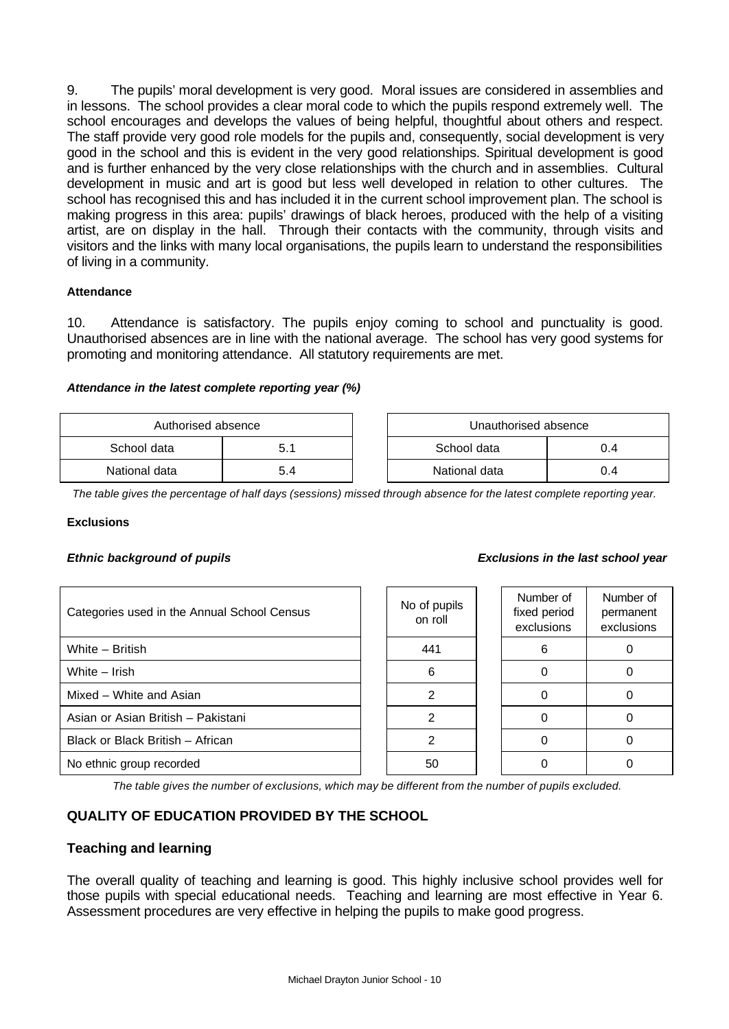9. The pupils' moral development is very good. Moral issues are considered in assemblies and in lessons. The school provides a clear moral code to which the pupils respond extremely well. The school encourages and develops the values of being helpful, thoughtful about others and respect. The staff provide very good role models for the pupils and, consequently, social development is very good in the school and this is evident in the very good relationships. Spiritual development is good and is further enhanced by the very close relationships with the church and in assemblies. Cultural development in music and art is good but less well developed in relation to other cultures. The school has recognised this and has included it in the current school improvement plan. The school is making progress in this area: pupils' drawings of black heroes, produced with the help of a visiting artist, are on display in the hall. Through their contacts with the community, through visits and visitors and the links with many local organisations, the pupils learn to understand the responsibilities of living in a community.

#### Attendance

10. Attendance is satisfactory. The pupils enjoy coming to school and punctuality is good. Unauthorised absences are in line with the national average. The school has very good systems for promoting and monitoring attendance. All statutory requirements are met.

***Attendance in the latest complete reporting year (%)***

| Authorised absence | |
|---|---|
| School data | 5.1 |
| National data | 5.4 |

| Unauthorised absence | |
|---|---|
| School data | 0.4 |
| National data | 0.4 |

*The table gives the percentage of half days (sessions) missed through absence for the latest complete reporting year.*

#### Exclusions

***Ethnic background of pupils*** ***Exclusions in the last school year***

| Categories used in the Annual School Census | No of pupils on roll | Number of fixed period exclusions | Number of permanent exclusions |
|---|---|---|---|
| White – British | 441 | 6 | 0 |
| White – Irish | 6 | 0 | 0 |
| Mixed – White and Asian | 2 | 0 | 0 |
| Asian or Asian British – Pakistani | 2 | 0 | 0 |
| Black or Black British – African | 2 | 0 | 0 |
| No ethnic group recorded | 50 | 0 | 0 |

*The table gives the number of exclusions, which may be different from the number of pupils excluded.*

## QUALITY OF EDUCATION PROVIDED BY THE SCHOOL

### Teaching and learning

The overall quality of teaching and learning is good. This highly inclusive school provides well for those pupils with special educational needs. Teaching and learning are most effective in Year 6. Assessment procedures are very effective in helping the pupils to make good progress.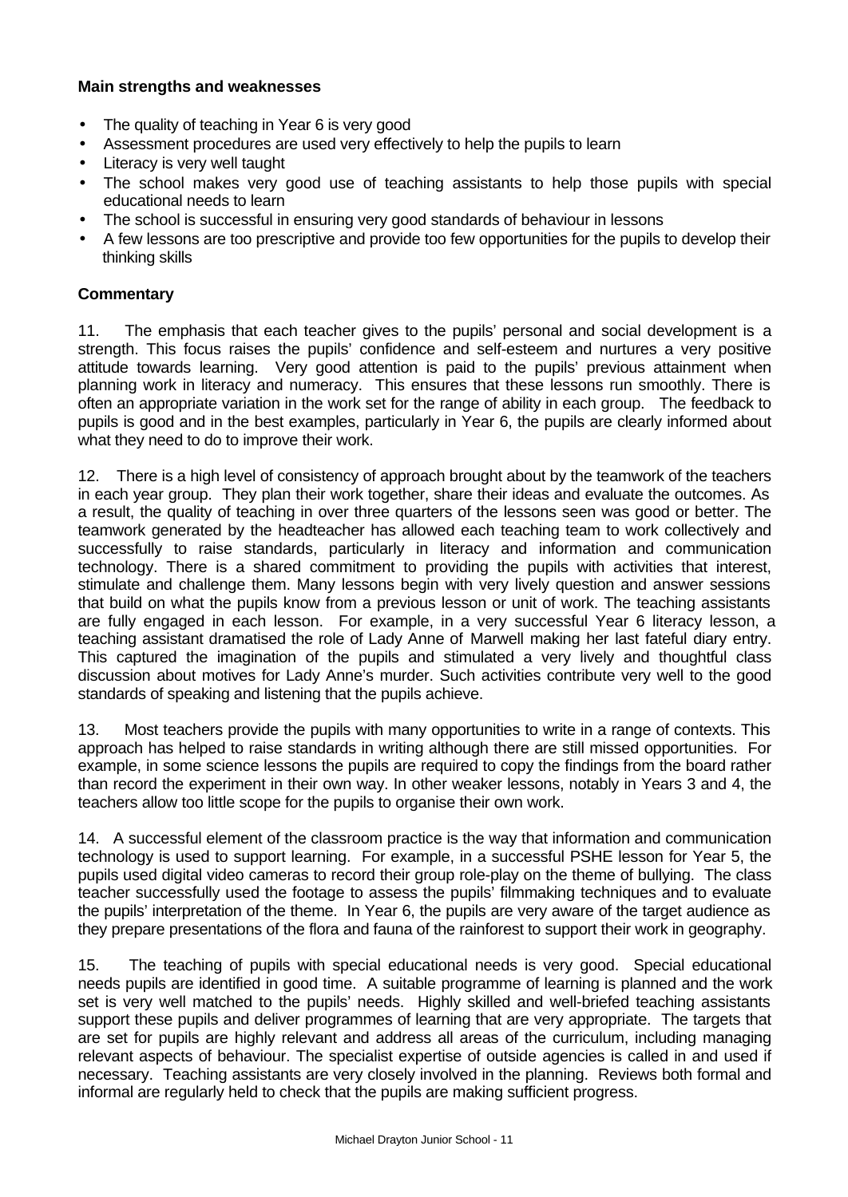**Main strengths and weaknesses**

- The quality of teaching in Year 6 is very good
- Assessment procedures are used very effectively to help the pupils to learn
- Literacy is very well taught
- The school makes very good use of teaching assistants to help those pupils with special educational needs to learn
- The school is successful in ensuring very good standards of behaviour in lessons
- A few lessons are too prescriptive and provide too few opportunities for the pupils to develop their thinking skills

**Commentary**

11. The emphasis that each teacher gives to the pupils' personal and social development is a strength. This focus raises the pupils' confidence and self-esteem and nurtures a very positive attitude towards learning. Very good attention is paid to the pupils' previous attainment when planning work in literacy and numeracy. This ensures that these lessons run smoothly. There is often an appropriate variation in the work set for the range of ability in each group. The feedback to pupils is good and in the best examples, particularly in Year 6, the pupils are clearly informed about what they need to do to improve their work.

12. There is a high level of consistency of approach brought about by the teamwork of the teachers in each year group. They plan their work together, share their ideas and evaluate the outcomes. As a result, the quality of teaching in over three quarters of the lessons seen was good or better. The teamwork generated by the headteacher has allowed each teaching team to work collectively and successfully to raise standards, particularly in literacy and information and communication technology. There is a shared commitment to providing the pupils with activities that interest, stimulate and challenge them. Many lessons begin with very lively question and answer sessions that build on what the pupils know from a previous lesson or unit of work. The teaching assistants are fully engaged in each lesson. For example, in a very successful Year 6 literacy lesson, a teaching assistant dramatised the role of Lady Anne of Marwell making her last fateful diary entry. This captured the imagination of the pupils and stimulated a very lively and thoughtful class discussion about motives for Lady Anne's murder. Such activities contribute very well to the good standards of speaking and listening that the pupils achieve.

13. Most teachers provide the pupils with many opportunities to write in a range of contexts. This approach has helped to raise standards in writing although there are still missed opportunities. For example, in some science lessons the pupils are required to copy the findings from the board rather than record the experiment in their own way. In other weaker lessons, notably in Years 3 and 4, the teachers allow too little scope for the pupils to organise their own work.

14. A successful element of the classroom practice is the way that information and communication technology is used to support learning. For example, in a successful PSHE lesson for Year 5, the pupils used digital video cameras to record their group role-play on the theme of bullying. The class teacher successfully used the footage to assess the pupils' filmmaking techniques and to evaluate the pupils' interpretation of the theme. In Year 6, the pupils are very aware of the target audience as they prepare presentations of the flora and fauna of the rainforest to support their work in geography.

15. The teaching of pupils with special educational needs is very good. Special educational needs pupils are identified in good time. A suitable programme of learning is planned and the work set is very well matched to the pupils' needs. Highly skilled and well-briefed teaching assistants support these pupils and deliver programmes of learning that are very appropriate. The targets that are set for pupils are highly relevant and address all areas of the curriculum, including managing relevant aspects of behaviour. The specialist expertise of outside agencies is called in and used if necessary. Teaching assistants are very closely involved in the planning. Reviews both formal and informal are regularly held to check that the pupils are making sufficient progress.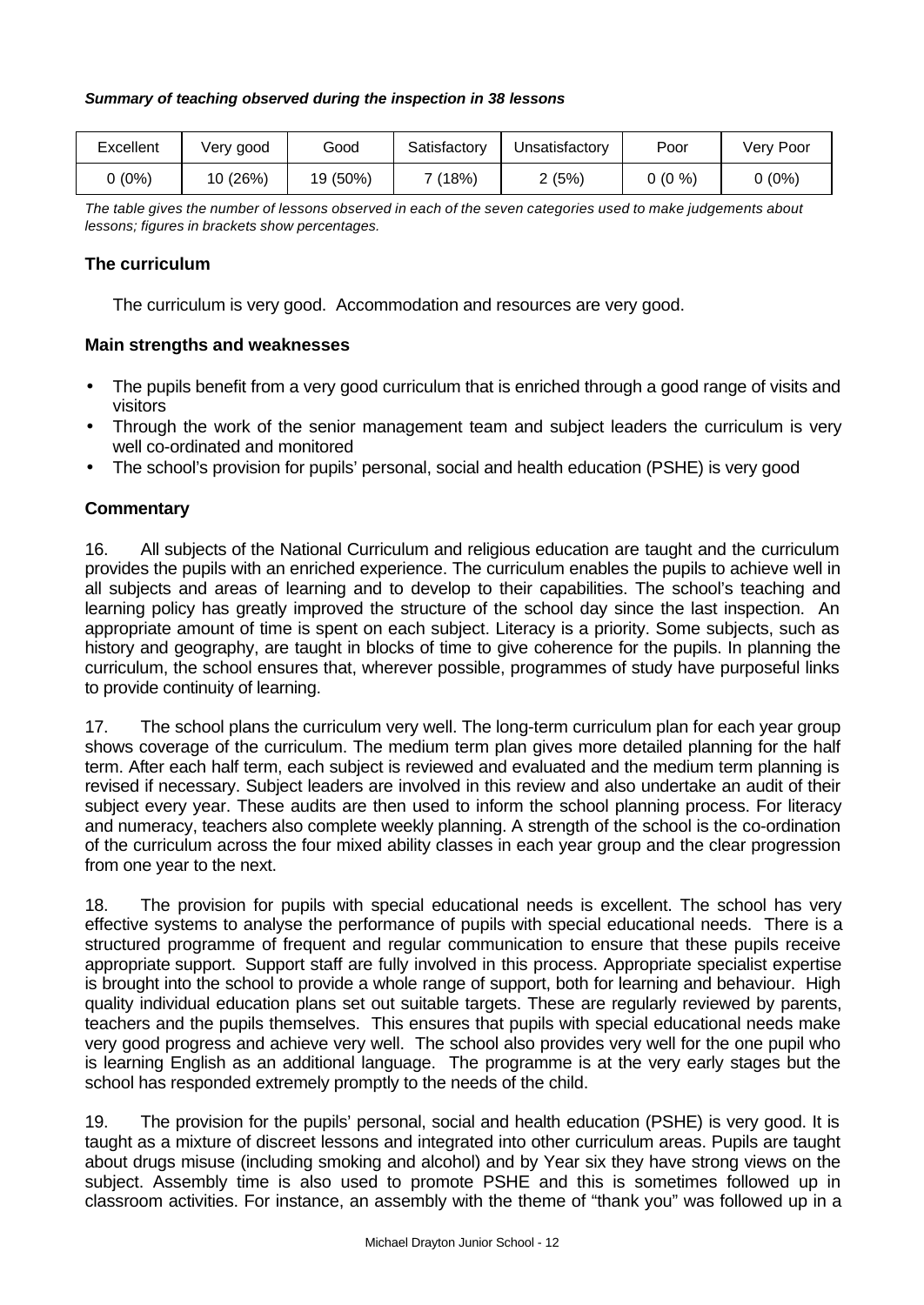***Summary of teaching observed during the inspection in 38 lessons***

| Excellent | Very good | Good | Satisfactory | Unsatisfactory | Poor | Very Poor |
|---|---|---|---|---|---|---|
| 0 (0%) | 10 (26%) | 19 (50%) | 7 (18%) | 2 (5%) | 0 (0 %) | 0 (0%) |

*The table gives the number of lessons observed in each of the seven categories used to make judgements about lessons; figures in brackets show percentages.*

### The curriculum

The curriculum is very good. Accommodation and resources are very good.

### Main strengths and weaknesses

- The pupils benefit from a very good curriculum that is enriched through a good range of visits and visitors
- Through the work of the senior management team and subject leaders the curriculum is very well co-ordinated and monitored
- The school's provision for pupils' personal, social and health education (PSHE) is very good

### Commentary

16. All subjects of the National Curriculum and religious education are taught and the curriculum provides the pupils with an enriched experience. The curriculum enables the pupils to achieve well in all subjects and areas of learning and to develop to their capabilities. The school's teaching and learning policy has greatly improved the structure of the school day since the last inspection. An appropriate amount of time is spent on each subject. Literacy is a priority. Some subjects, such as history and geography, are taught in blocks of time to give coherence for the pupils. In planning the curriculum, the school ensures that, wherever possible, programmes of study have purposeful links to provide continuity of learning.

17. The school plans the curriculum very well. The long-term curriculum plan for each year group shows coverage of the curriculum. The medium term plan gives more detailed planning for the half term. After each half term, each subject is reviewed and evaluated and the medium term planning is revised if necessary. Subject leaders are involved in this review and also undertake an audit of their subject every year. These audits are then used to inform the school planning process. For literacy and numeracy, teachers also complete weekly planning. A strength of the school is the co-ordination of the curriculum across the four mixed ability classes in each year group and the clear progression from one year to the next.

18. The provision for pupils with special educational needs is excellent. The school has very effective systems to analyse the performance of pupils with special educational needs. There is a structured programme of frequent and regular communication to ensure that these pupils receive appropriate support. Support staff are fully involved in this process. Appropriate specialist expertise is brought into the school to provide a whole range of support, both for learning and behaviour. High quality individual education plans set out suitable targets. These are regularly reviewed by parents, teachers and the pupils themselves. This ensures that pupils with special educational needs make very good progress and achieve very well. The school also provides very well for the one pupil who is learning English as an additional language. The programme is at the very early stages but the school has responded extremely promptly to the needs of the child.

19. The provision for the pupils' personal, social and health education (PSHE) is very good. It is taught as a mixture of discreet lessons and integrated into other curriculum areas. Pupils are taught about drugs misuse (including smoking and alcohol) and by Year six they have strong views on the subject. Assembly time is also used to promote PSHE and this is sometimes followed up in classroom activities. For instance, an assembly with the theme of "thank you" was followed up in a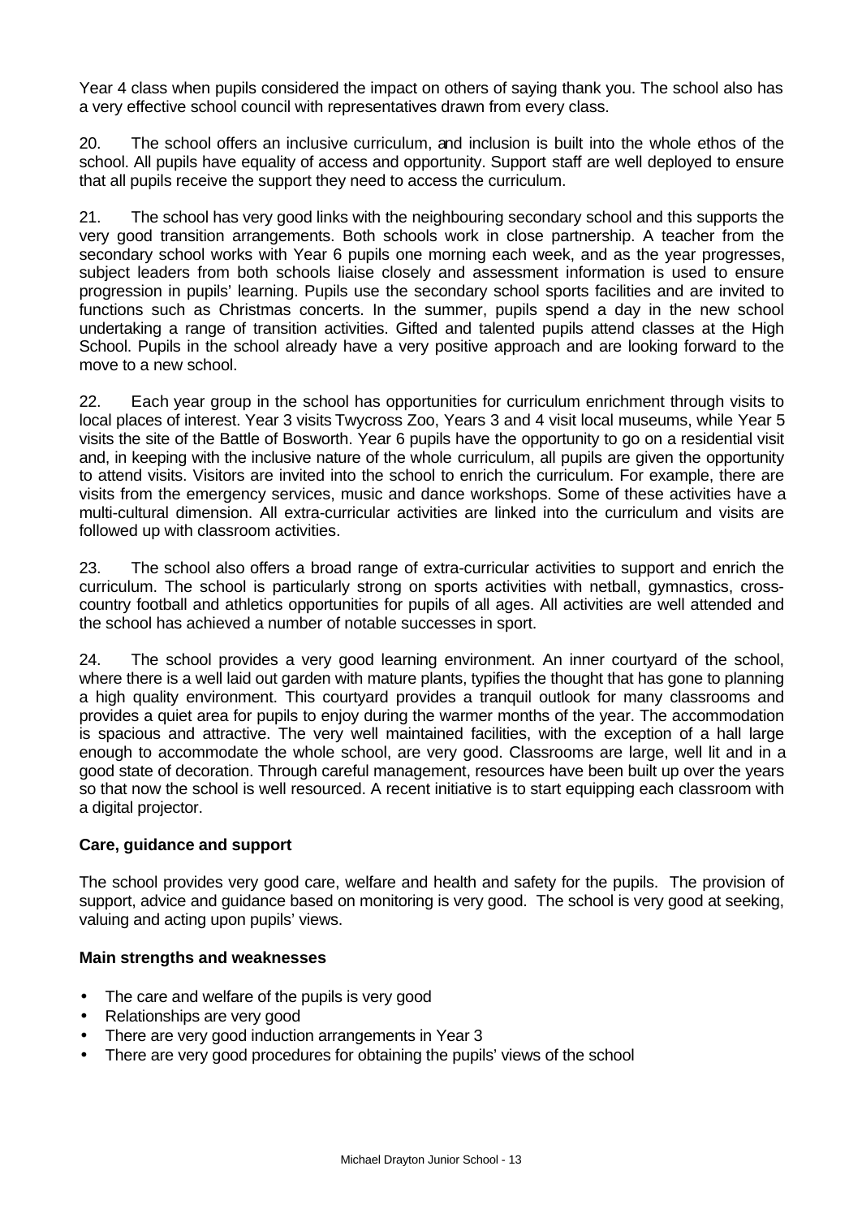Year 4 class when pupils considered the impact on others of saying thank you. The school also has a very effective school council with representatives drawn from every class.

20. The school offers an inclusive curriculum, and inclusion is built into the whole ethos of the school. All pupils have equality of access and opportunity. Support staff are well deployed to ensure that all pupils receive the support they need to access the curriculum.

21. The school has very good links with the neighbouring secondary school and this supports the very good transition arrangements. Both schools work in close partnership. A teacher from the secondary school works with Year 6 pupils one morning each week, and as the year progresses, subject leaders from both schools liaise closely and assessment information is used to ensure progression in pupils' learning. Pupils use the secondary school sports facilities and are invited to functions such as Christmas concerts. In the summer, pupils spend a day in the new school undertaking a range of transition activities. Gifted and talented pupils attend classes at the High School. Pupils in the school already have a very positive approach and are looking forward to the move to a new school.

22. Each year group in the school has opportunities for curriculum enrichment through visits to local places of interest. Year 3 visits Twycross Zoo, Years 3 and 4 visit local museums, while Year 5 visits the site of the Battle of Bosworth. Year 6 pupils have the opportunity to go on a residential visit and, in keeping with the inclusive nature of the whole curriculum, all pupils are given the opportunity to attend visits. Visitors are invited into the school to enrich the curriculum. For example, there are visits from the emergency services, music and dance workshops. Some of these activities have a multi-cultural dimension. All extra-curricular activities are linked into the curriculum and visits are followed up with classroom activities.

23. The school also offers a broad range of extra-curricular activities to support and enrich the curriculum. The school is particularly strong on sports activities with netball, gymnastics, cross-country football and athletics opportunities for pupils of all ages. All activities are well attended and the school has achieved a number of notable successes in sport.

24. The school provides a very good learning environment. An inner courtyard of the school, where there is a well laid out garden with mature plants, typifies the thought that has gone to planning a high quality environment. This courtyard provides a tranquil outlook for many classrooms and provides a quiet area for pupils to enjoy during the warmer months of the year. The accommodation is spacious and attractive. The very well maintained facilities, with the exception of a hall large enough to accommodate the whole school, are very good. Classrooms are large, well lit and in a good state of decoration. Through careful management, resources have been built up over the years so that now the school is well resourced. A recent initiative is to start equipping each classroom with a digital projector.

### Care, guidance and support

The school provides very good care, welfare and health and safety for the pupils. The provision of support, advice and guidance based on monitoring is very good. The school is very good at seeking, valuing and acting upon pupils' views.

#### Main strengths and weaknesses

- The care and welfare of the pupils is very good
- Relationships are very good
- There are very good induction arrangements in Year 3
- There are very good procedures for obtaining the pupils' views of the school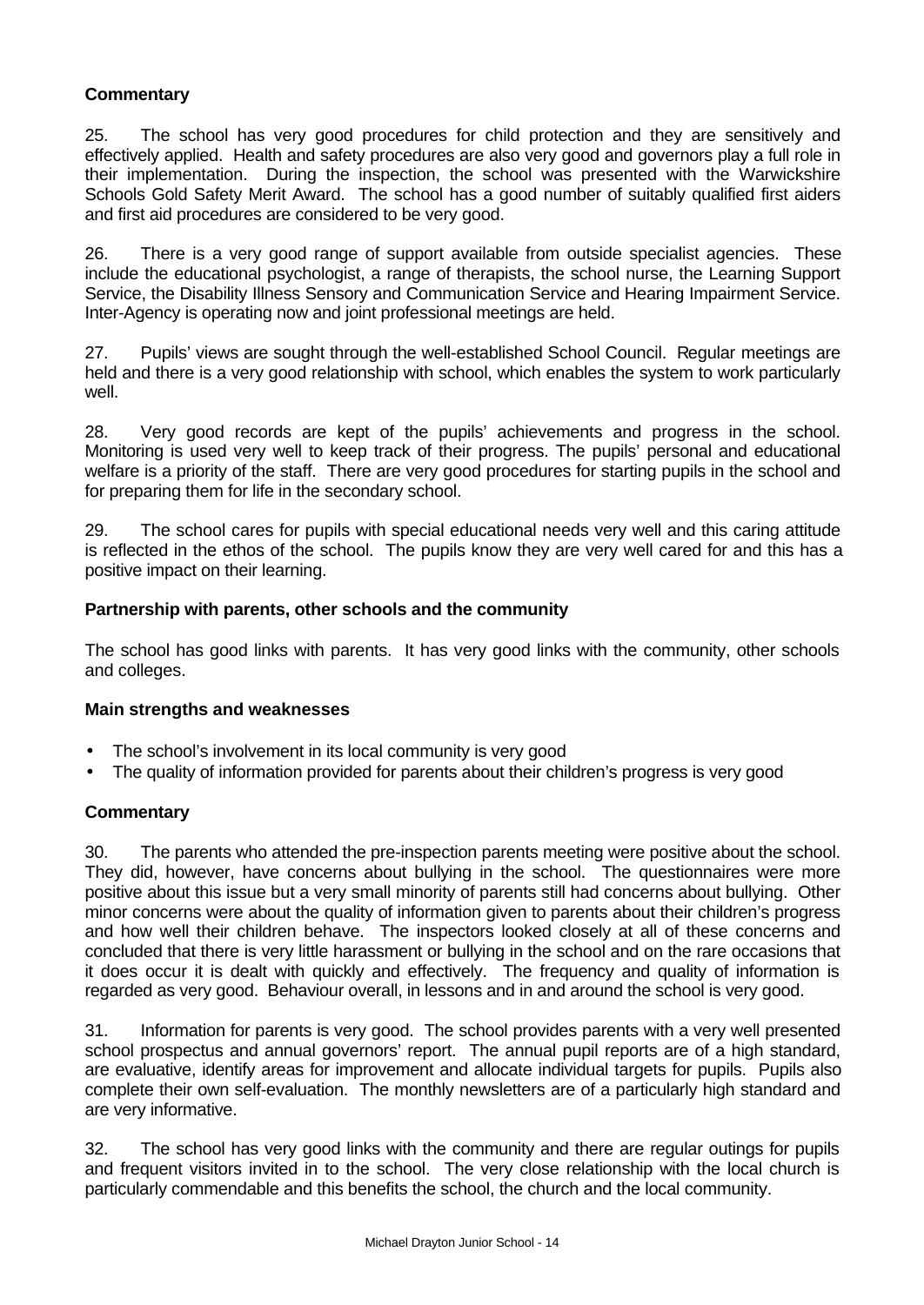### Commentary

25. The school has very good procedures for child protection and they are sensitively and effectively applied. Health and safety procedures are also very good and governors play a full role in their implementation. During the inspection, the school was presented with the Warwickshire Schools Gold Safety Merit Award. The school has a good number of suitably qualified first aiders and first aid procedures are considered to be very good.

26. There is a very good range of support available from outside specialist agencies. These include the educational psychologist, a range of therapists, the school nurse, the Learning Support Service, the Disability Illness Sensory and Communication Service and Hearing Impairment Service. Inter-Agency is operating now and joint professional meetings are held.

27. Pupils' views are sought through the well-established School Council. Regular meetings are held and there is a very good relationship with school, which enables the system to work particularly well.

28. Very good records are kept of the pupils' achievements and progress in the school. Monitoring is used very well to keep track of their progress. The pupils' personal and educational welfare is a priority of the staff. There are very good procedures for starting pupils in the school and for preparing them for life in the secondary school.

29. The school cares for pupils with special educational needs very well and this caring attitude is reflected in the ethos of the school. The pupils know they are very well cared for and this has a positive impact on their learning.

### Partnership with parents, other schools and the community

The school has good links with parents. It has very good links with the community, other schools and colleges.

### Main strengths and weaknesses

- The school's involvement in its local community is very good
- The quality of information provided for parents about their children's progress is very good

### Commentary

30. The parents who attended the pre-inspection parents meeting were positive about the school. They did, however, have concerns about bullying in the school. The questionnaires were more positive about this issue but a very small minority of parents still had concerns about bullying. Other minor concerns were about the quality of information given to parents about their children's progress and how well their children behave. The inspectors looked closely at all of these concerns and concluded that there is very little harassment or bullying in the school and on the rare occasions that it does occur it is dealt with quickly and effectively. The frequency and quality of information is regarded as very good. Behaviour overall, in lessons and in and around the school is very good.

31. Information for parents is very good. The school provides parents with a very well presented school prospectus and annual governors' report. The annual pupil reports are of a high standard, are evaluative, identify areas for improvement and allocate individual targets for pupils. Pupils also complete their own self-evaluation. The monthly newsletters are of a particularly high standard and are very informative.

32. The school has very good links with the community and there are regular outings for pupils and frequent visitors invited in to the school. The very close relationship with the local church is particularly commendable and this benefits the school, the church and the local community.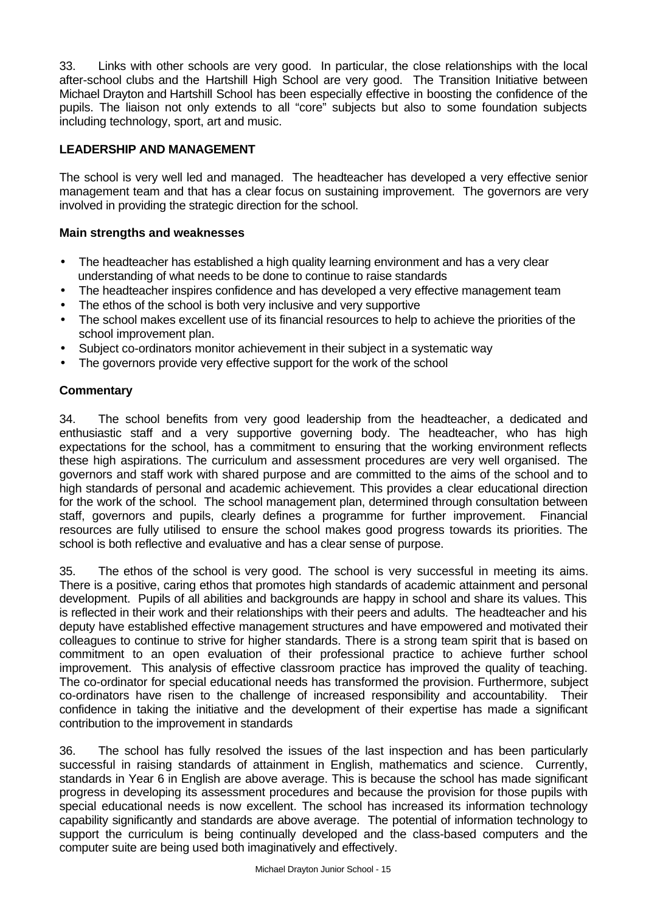33. Links with other schools are very good. In particular, the close relationships with the local after-school clubs and the Hartshill High School are very good. The Transition Initiative between Michael Drayton and Hartshill School has been especially effective in boosting the confidence of the pupils. The liaison not only extends to all "core" subjects but also to some foundation subjects including technology, sport, art and music.

## LEADERSHIP AND MANAGEMENT

The school is very well led and managed. The headteacher has developed a very effective senior management team and that has a clear focus on sustaining improvement. The governors are very involved in providing the strategic direction for the school.

### Main strengths and weaknesses

- The headteacher has established a high quality learning environment and has a very clear understanding of what needs to be done to continue to raise standards
- The headteacher inspires confidence and has developed a very effective management team
- The ethos of the school is both very inclusive and very supportive
- The school makes excellent use of its financial resources to help to achieve the priorities of the school improvement plan.
- Subject co-ordinators monitor achievement in their subject in a systematic way
- The governors provide very effective support for the work of the school

### Commentary

34. The school benefits from very good leadership from the headteacher, a dedicated and enthusiastic staff and a very supportive governing body. The headteacher, who has high expectations for the school, has a commitment to ensuring that the working environment reflects these high aspirations. The curriculum and assessment procedures are very well organised. The governors and staff work with shared purpose and are committed to the aims of the school and to high standards of personal and academic achievement. This provides a clear educational direction for the work of the school. The school management plan, determined through consultation between staff, governors and pupils, clearly defines a programme for further improvement. Financial resources are fully utilised to ensure the school makes good progress towards its priorities. The school is both reflective and evaluative and has a clear sense of purpose.

35. The ethos of the school is very good. The school is very successful in meeting its aims. There is a positive, caring ethos that promotes high standards of academic attainment and personal development. Pupils of all abilities and backgrounds are happy in school and share its values. This is reflected in their work and their relationships with their peers and adults. The headteacher and his deputy have established effective management structures and have empowered and motivated their colleagues to continue to strive for higher standards. There is a strong team spirit that is based on commitment to an open evaluation of their professional practice to achieve further school improvement. This analysis of effective classroom practice has improved the quality of teaching. The co-ordinator for special educational needs has transformed the provision. Furthermore, subject co-ordinators have risen to the challenge of increased responsibility and accountability. Their confidence in taking the initiative and the development of their expertise has made a significant contribution to the improvement in standards

36. The school has fully resolved the issues of the last inspection and has been particularly successful in raising standards of attainment in English, mathematics and science. Currently, standards in Year 6 in English are above average. This is because the school has made significant progress in developing its assessment procedures and because the provision for those pupils with special educational needs is now excellent. The school has increased its information technology capability significantly and standards are above average. The potential of information technology to support the curriculum is being continually developed and the class-based computers and the computer suite are being used both imaginatively and effectively.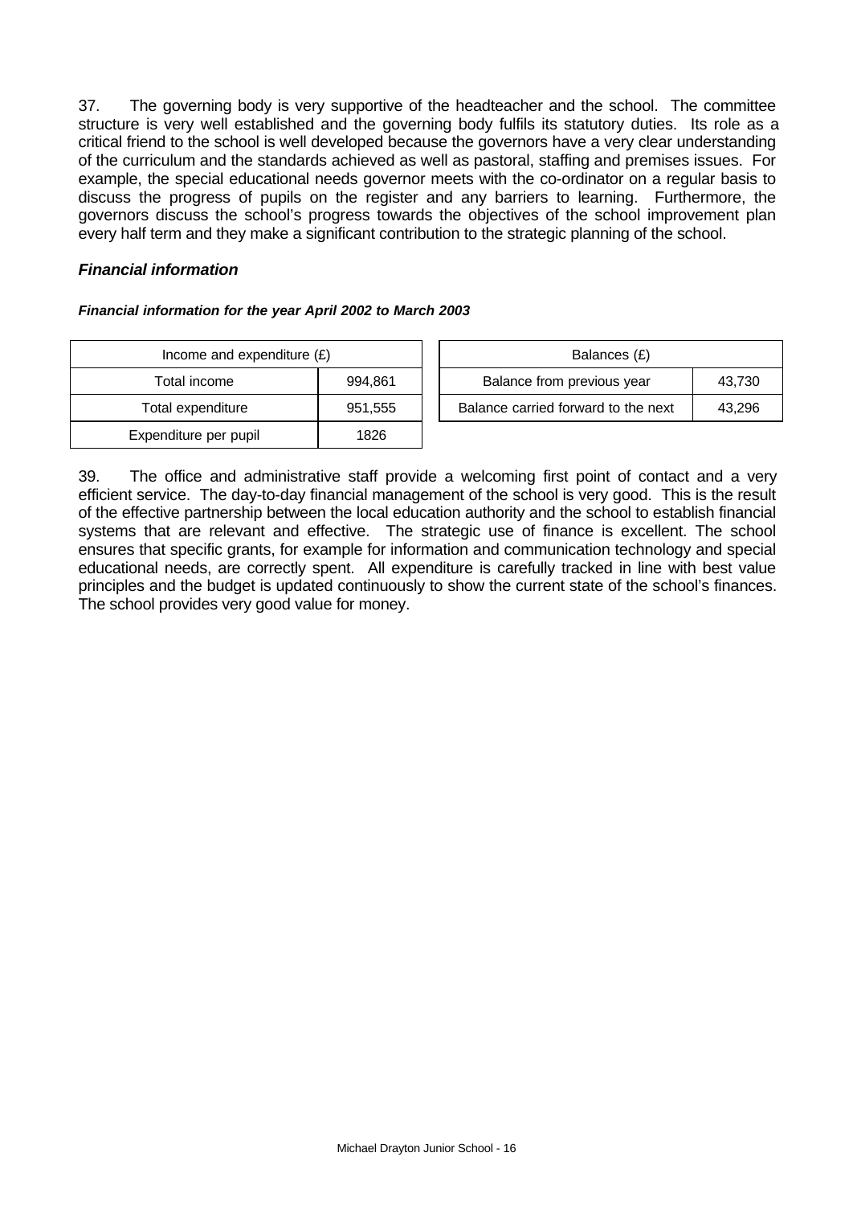37. The governing body is very supportive of the headteacher and the school. The committee structure is very well established and the governing body fulfils its statutory duties. Its role as a critical friend to the school is well developed because the governors have a very clear understanding of the curriculum and the standards achieved as well as pastoral, staffing and premises issues. For example, the special educational needs governor meets with the co-ordinator on a regular basis to discuss the progress of pupils on the register and any barriers to learning. Furthermore, the governors discuss the school's progress towards the objectives of the school improvement plan every half term and they make a significant contribution to the strategic planning of the school.

### *Financial information*

***Financial information for the year April 2002 to March 2003***

| Income and expenditure (£) | |
|---|---|
| Total income | 994,861 |
| Total expenditure | 951,555 |
| Expenditure per pupil | 1826 |

| Balances (£) | |
|---|---|
| Balance from previous year | 43,730 |
| Balance carried forward to the next | 43,296 |

39. The office and administrative staff provide a welcoming first point of contact and a very efficient service. The day-to-day financial management of the school is very good. This is the result of the effective partnership between the local education authority and the school to establish financial systems that are relevant and effective. The strategic use of finance is excellent. The school ensures that specific grants, for example for information and communication technology and special educational needs, are correctly spent. All expenditure is carefully tracked in line with best value principles and the budget is updated continuously to show the current state of the school's finances. The school provides very good value for money.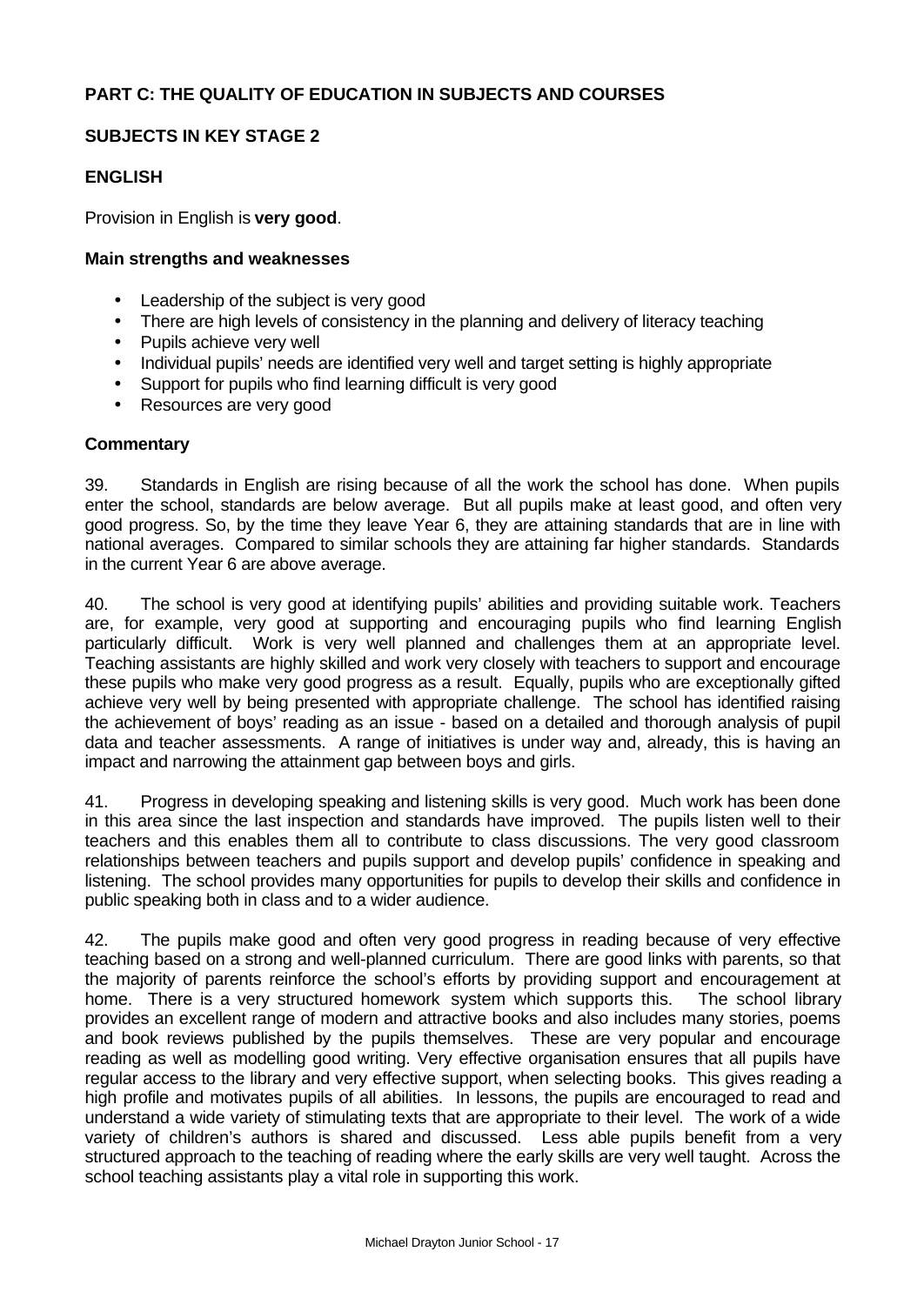## PART C: THE QUALITY OF EDUCATION IN SUBJECTS AND COURSES

### SUBJECTS IN KEY STAGE 2

### ENGLISH

Provision in English is **very good**.

#### Main strengths and weaknesses

- Leadership of the subject is very good
- There are high levels of consistency in the planning and delivery of literacy teaching
- Pupils achieve very well
- Individual pupils' needs are identified very well and target setting is highly appropriate
- Support for pupils who find learning difficult is very good
- Resources are very good

#### Commentary

39. Standards in English are rising because of all the work the school has done. When pupils enter the school, standards are below average. But all pupils make at least good, and often very good progress. So, by the time they leave Year 6, they are attaining standards that are in line with national averages. Compared to similar schools they are attaining far higher standards. Standards in the current Year 6 are above average.

40. The school is very good at identifying pupils' abilities and providing suitable work. Teachers are, for example, very good at supporting and encouraging pupils who find learning English particularly difficult. Work is very well planned and challenges them at an appropriate level. Teaching assistants are highly skilled and work very closely with teachers to support and encourage these pupils who make very good progress as a result. Equally, pupils who are exceptionally gifted achieve very well by being presented with appropriate challenge. The school has identified raising the achievement of boys' reading as an issue - based on a detailed and thorough analysis of pupil data and teacher assessments. A range of initiatives is under way and, already, this is having an impact and narrowing the attainment gap between boys and girls.

41. Progress in developing speaking and listening skills is very good. Much work has been done in this area since the last inspection and standards have improved. The pupils listen well to their teachers and this enables them all to contribute to class discussions. The very good classroom relationships between teachers and pupils support and develop pupils' confidence in speaking and listening. The school provides many opportunities for pupils to develop their skills and confidence in public speaking both in class and to a wider audience.

42. The pupils make good and often very good progress in reading because of very effective teaching based on a strong and well-planned curriculum. There are good links with parents, so that the majority of parents reinforce the school's efforts by providing support and encouragement at home. There is a very structured homework system which supports this. The school library provides an excellent range of modern and attractive books and also includes many stories, poems and book reviews published by the pupils themselves. These are very popular and encourage reading as well as modelling good writing. Very effective organisation ensures that all pupils have regular access to the library and very effective support, when selecting books. This gives reading a high profile and motivates pupils of all abilities. In lessons, the pupils are encouraged to read and understand a wide variety of stimulating texts that are appropriate to their level. The work of a wide variety of children's authors is shared and discussed. Less able pupils benefit from a very structured approach to the teaching of reading where the early skills are very well taught. Across the school teaching assistants play a vital role in supporting this work.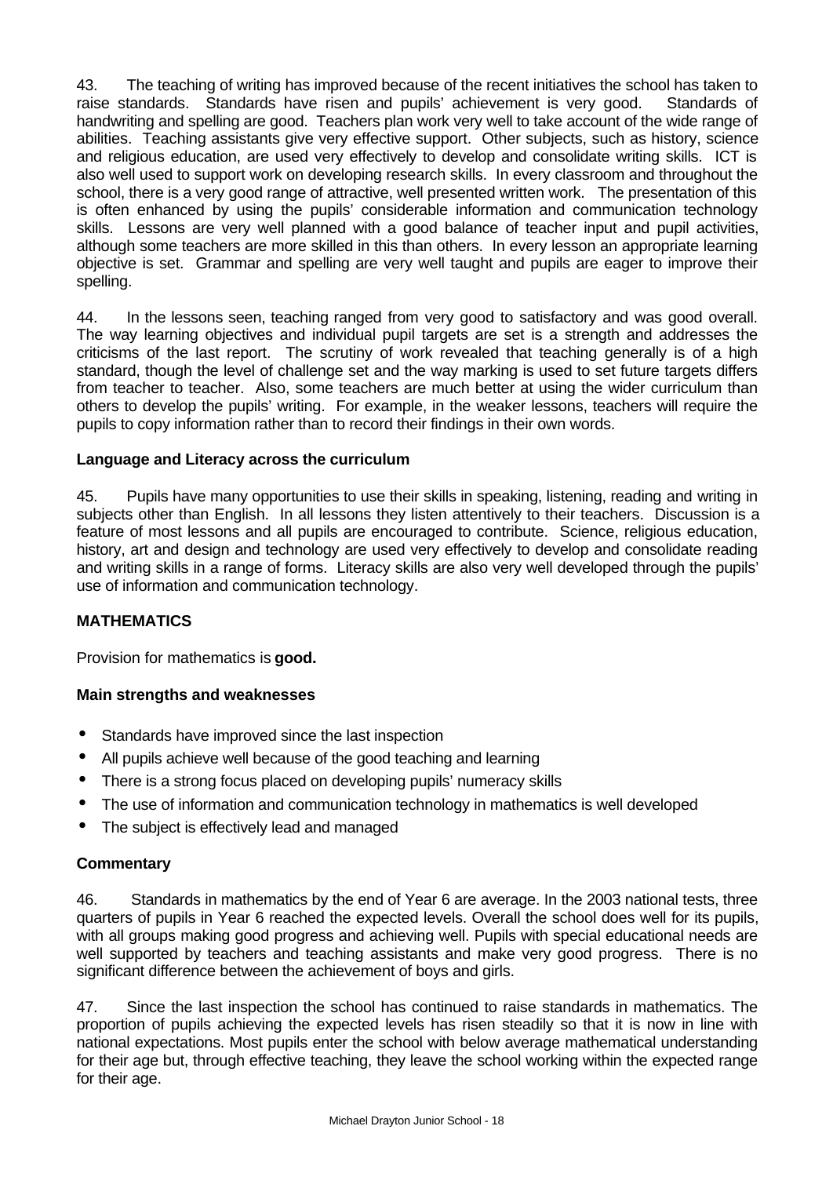43. The teaching of writing has improved because of the recent initiatives the school has taken to raise standards. Standards have risen and pupils' achievement is very good. Standards of handwriting and spelling are good. Teachers plan work very well to take account of the wide range of abilities. Teaching assistants give very effective support. Other subjects, such as history, science and religious education, are used very effectively to develop and consolidate writing skills. ICT is also well used to support work on developing research skills. In every classroom and throughout the school, there is a very good range of attractive, well presented written work. The presentation of this is often enhanced by using the pupils' considerable information and communication technology skills. Lessons are very well planned with a good balance of teacher input and pupil activities, although some teachers are more skilled in this than others. In every lesson an appropriate learning objective is set. Grammar and spelling are very well taught and pupils are eager to improve their spelling.

44. In the lessons seen, teaching ranged from very good to satisfactory and was good overall. The way learning objectives and individual pupil targets are set is a strength and addresses the criticisms of the last report. The scrutiny of work revealed that teaching generally is of a high standard, though the level of challenge set and the way marking is used to set future targets differs from teacher to teacher. Also, some teachers are much better at using the wider curriculum than others to develop the pupils' writing. For example, in the weaker lessons, teachers will require the pupils to copy information rather than to record their findings in their own words.

### Language and Literacy across the curriculum

45. Pupils have many opportunities to use their skills in speaking, listening, reading and writing in subjects other than English. In all lessons they listen attentively to their teachers. Discussion is a feature of most lessons and all pupils are encouraged to contribute. Science, religious education, history, art and design and technology are used very effectively to develop and consolidate reading and writing skills in a range of forms. Literacy skills are also very well developed through the pupils' use of information and communication technology.

## MATHEMATICS

Provision for mathematics is **good.**

### Main strengths and weaknesses

- Standards have improved since the last inspection
- All pupils achieve well because of the good teaching and learning
- There is a strong focus placed on developing pupils' numeracy skills
- The use of information and communication technology in mathematics is well developed
- The subject is effectively lead and managed

### Commentary

46. Standards in mathematics by the end of Year 6 are average. In the 2003 national tests, three quarters of pupils in Year 6 reached the expected levels. Overall the school does well for its pupils, with all groups making good progress and achieving well. Pupils with special educational needs are well supported by teachers and teaching assistants and make very good progress. There is no significant difference between the achievement of boys and girls.

47. Since the last inspection the school has continued to raise standards in mathematics. The proportion of pupils achieving the expected levels has risen steadily so that it is now in line with national expectations. Most pupils enter the school with below average mathematical understanding for their age but, through effective teaching, they leave the school working within the expected range for their age.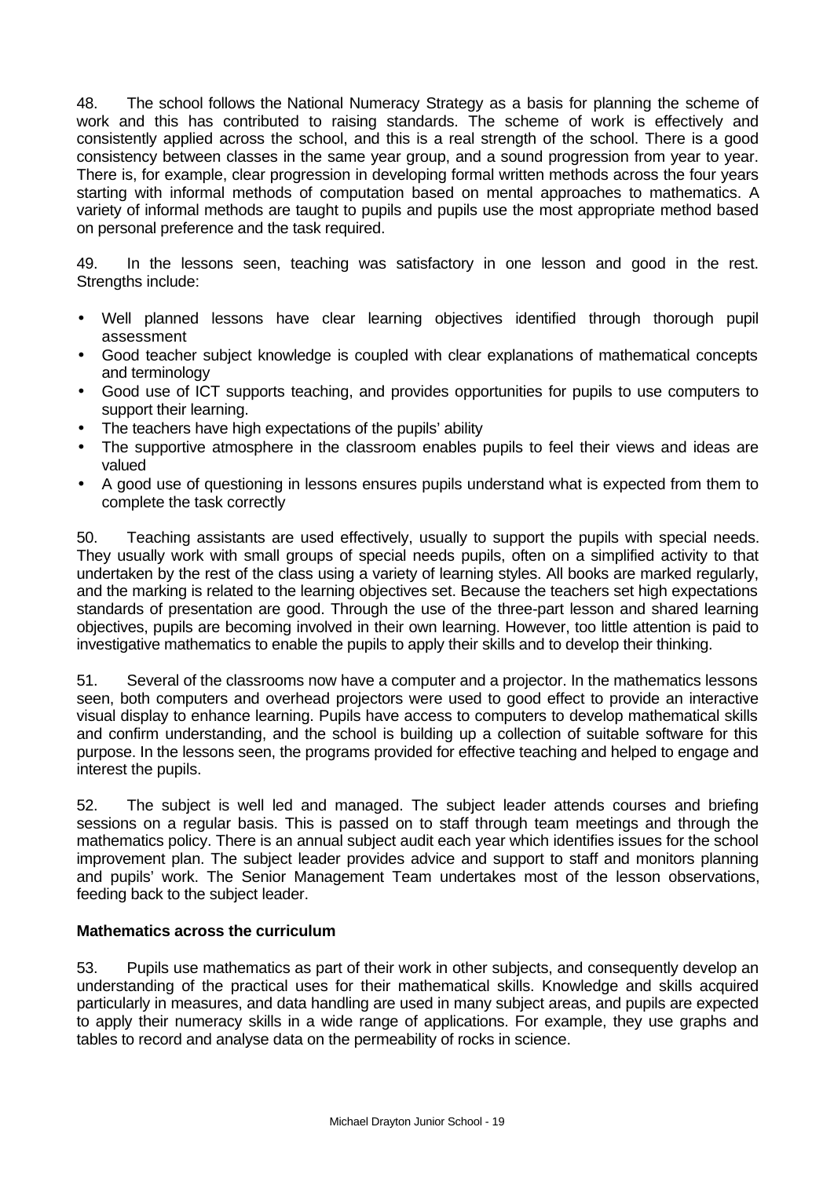48. The school follows the National Numeracy Strategy as a basis for planning the scheme of work and this has contributed to raising standards. The scheme of work is effectively and consistently applied across the school, and this is a real strength of the school. There is a good consistency between classes in the same year group, and a sound progression from year to year. There is, for example, clear progression in developing formal written methods across the four years starting with informal methods of computation based on mental approaches to mathematics. A variety of informal methods are taught to pupils and pupils use the most appropriate method based on personal preference and the task required.

49. In the lessons seen, teaching was satisfactory in one lesson and good in the rest. Strengths include:

- Well planned lessons have clear learning objectives identified through thorough pupil assessment
- Good teacher subject knowledge is coupled with clear explanations of mathematical concepts and terminology
- Good use of ICT supports teaching, and provides opportunities for pupils to use computers to support their learning.
- The teachers have high expectations of the pupils' ability
- The supportive atmosphere in the classroom enables pupils to feel their views and ideas are valued
- A good use of questioning in lessons ensures pupils understand what is expected from them to complete the task correctly

50. Teaching assistants are used effectively, usually to support the pupils with special needs. They usually work with small groups of special needs pupils, often on a simplified activity to that undertaken by the rest of the class using a variety of learning styles. All books are marked regularly, and the marking is related to the learning objectives set. Because the teachers set high expectations standards of presentation are good. Through the use of the three-part lesson and shared learning objectives, pupils are becoming involved in their own learning. However, too little attention is paid to investigative mathematics to enable the pupils to apply their skills and to develop their thinking.

51. Several of the classrooms now have a computer and a projector. In the mathematics lessons seen, both computers and overhead projectors were used to good effect to provide an interactive visual display to enhance learning. Pupils have access to computers to develop mathematical skills and confirm understanding, and the school is building up a collection of suitable software for this purpose. In the lessons seen, the programs provided for effective teaching and helped to engage and interest the pupils.

52. The subject is well led and managed. The subject leader attends courses and briefing sessions on a regular basis. This is passed on to staff through team meetings and through the mathematics policy. There is an annual subject audit each year which identifies issues for the school improvement plan. The subject leader provides advice and support to staff and monitors planning and pupils' work. The Senior Management Team undertakes most of the lesson observations, feeding back to the subject leader.

**Mathematics across the curriculum**

53. Pupils use mathematics as part of their work in other subjects, and consequently develop an understanding of the practical uses for their mathematical skills. Knowledge and skills acquired particularly in measures, and data handling are used in many subject areas, and pupils are expected to apply their numeracy skills in a wide range of applications. For example, they use graphs and tables to record and analyse data on the permeability of rocks in science.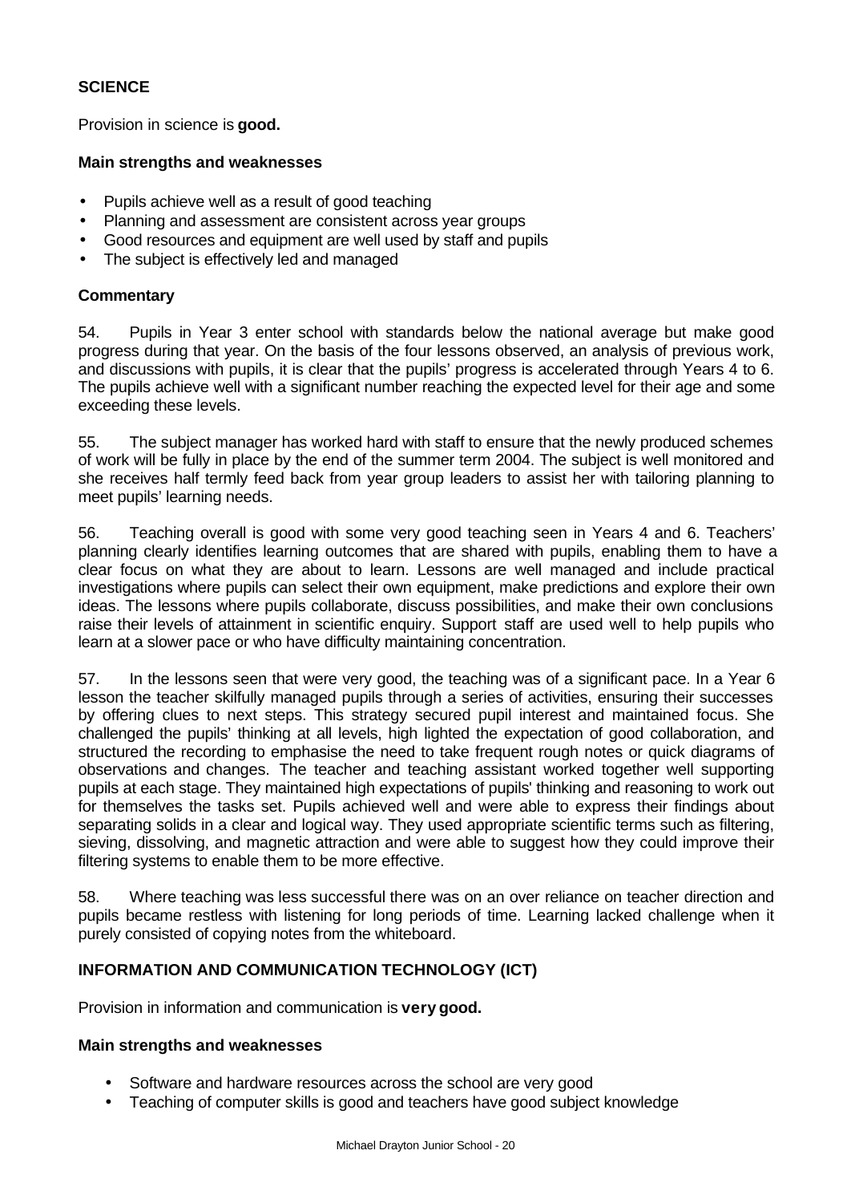## SCIENCE

Provision in science is **good.**

### Main strengths and weaknesses

- Pupils achieve well as a result of good teaching
- Planning and assessment are consistent across year groups
- Good resources and equipment are well used by staff and pupils
- The subject is effectively led and managed

### Commentary

54. Pupils in Year 3 enter school with standards below the national average but make good progress during that year. On the basis of the four lessons observed, an analysis of previous work, and discussions with pupils, it is clear that the pupils' progress is accelerated through Years 4 to 6. The pupils achieve well with a significant number reaching the expected level for their age and some exceeding these levels.

55. The subject manager has worked hard with staff to ensure that the newly produced schemes of work will be fully in place by the end of the summer term 2004. The subject is well monitored and she receives half termly feed back from year group leaders to assist her with tailoring planning to meet pupils' learning needs.

56. Teaching overall is good with some very good teaching seen in Years 4 and 6. Teachers' planning clearly identifies learning outcomes that are shared with pupils, enabling them to have a clear focus on what they are about to learn. Lessons are well managed and include practical investigations where pupils can select their own equipment, make predictions and explore their own ideas. The lessons where pupils collaborate, discuss possibilities, and make their own conclusions raise their levels of attainment in scientific enquiry. Support staff are used well to help pupils who learn at a slower pace or who have difficulty maintaining concentration.

57. In the lessons seen that were very good, the teaching was of a significant pace. In a Year 6 lesson the teacher skilfully managed pupils through a series of activities, ensuring their successes by offering clues to next steps. This strategy secured pupil interest and maintained focus. She challenged the pupils' thinking at all levels, high lighted the expectation of good collaboration, and structured the recording to emphasise the need to take frequent rough notes or quick diagrams of observations and changes. The teacher and teaching assistant worked together well supporting pupils at each stage. They maintained high expectations of pupils' thinking and reasoning to work out for themselves the tasks set. Pupils achieved well and were able to express their findings about separating solids in a clear and logical way. They used appropriate scientific terms such as filtering, sieving, dissolving, and magnetic attraction and were able to suggest how they could improve their filtering systems to enable them to be more effective.

58. Where teaching was less successful there was on an over reliance on teacher direction and pupils became restless with listening for long periods of time. Learning lacked challenge when it purely consisted of copying notes from the whiteboard.

## INFORMATION AND COMMUNICATION TECHNOLOGY (ICT)

Provision in information and communication is **very good.**

### Main strengths and weaknesses

- Software and hardware resources across the school are very good
- Teaching of computer skills is good and teachers have good subject knowledge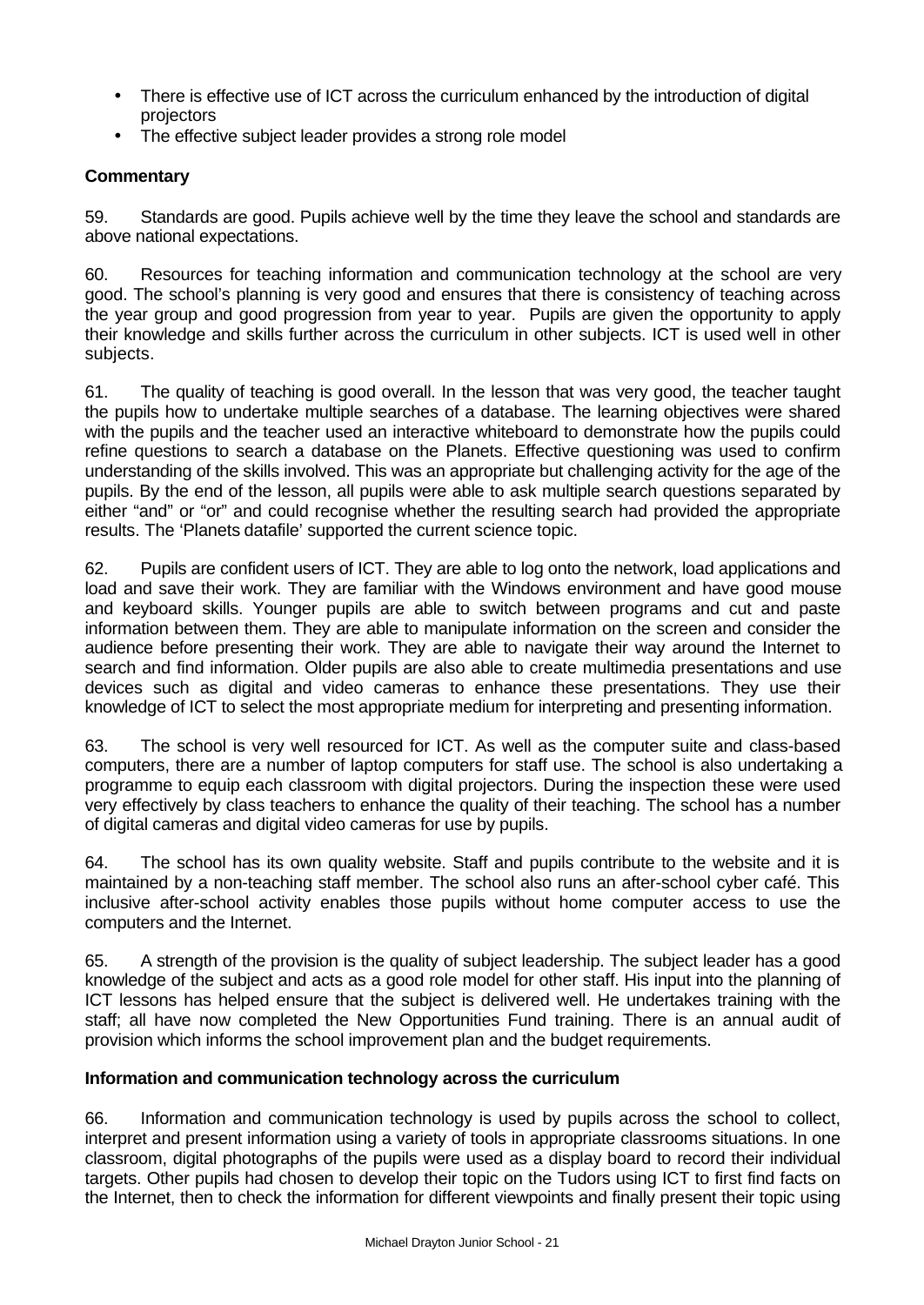- There is effective use of ICT across the curriculum enhanced by the introduction of digital projectors
- The effective subject leader provides a strong role model

**Commentary**

59. Standards are good. Pupils achieve well by the time they leave the school and standards are above national expectations.

60. Resources for teaching information and communication technology at the school are very good. The school's planning is very good and ensures that there is consistency of teaching across the year group and good progression from year to year. Pupils are given the opportunity to apply their knowledge and skills further across the curriculum in other subjects. ICT is used well in other subjects.

61. The quality of teaching is good overall. In the lesson that was very good, the teacher taught the pupils how to undertake multiple searches of a database. The learning objectives were shared with the pupils and the teacher used an interactive whiteboard to demonstrate how the pupils could refine questions to search a database on the Planets. Effective questioning was used to confirm understanding of the skills involved. This was an appropriate but challenging activity for the age of the pupils. By the end of the lesson, all pupils were able to ask multiple search questions separated by either "and" or "or" and could recognise whether the resulting search had provided the appropriate results. The 'Planets datafile' supported the current science topic.

62. Pupils are confident users of ICT. They are able to log onto the network, load applications and load and save their work. They are familiar with the Windows environment and have good mouse and keyboard skills. Younger pupils are able to switch between programs and cut and paste information between them. They are able to manipulate information on the screen and consider the audience before presenting their work. They are able to navigate their way around the Internet to search and find information. Older pupils are also able to create multimedia presentations and use devices such as digital and video cameras to enhance these presentations. They use their knowledge of ICT to select the most appropriate medium for interpreting and presenting information.

63. The school is very well resourced for ICT. As well as the computer suite and class-based computers, there are a number of laptop computers for staff use. The school is also undertaking a programme to equip each classroom with digital projectors. During the inspection these were used very effectively by class teachers to enhance the quality of their teaching. The school has a number of digital cameras and digital video cameras for use by pupils.

64. The school has its own quality website. Staff and pupils contribute to the website and it is maintained by a non-teaching staff member. The school also runs an after-school cyber café. This inclusive after-school activity enables those pupils without home computer access to use the computers and the Internet.

65. A strength of the provision is the quality of subject leadership. The subject leader has a good knowledge of the subject and acts as a good role model for other staff. His input into the planning of ICT lessons has helped ensure that the subject is delivered well. He undertakes training with the staff; all have now completed the New Opportunities Fund training. There is an annual audit of provision which informs the school improvement plan and the budget requirements.

**Information and communication technology across the curriculum**

66. Information and communication technology is used by pupils across the school to collect, interpret and present information using a variety of tools in appropriate classrooms situations. In one classroom, digital photographs of the pupils were used as a display board to record their individual targets. Other pupils had chosen to develop their topic on the Tudors using ICT to first find facts on the Internet, then to check the information for different viewpoints and finally present their topic using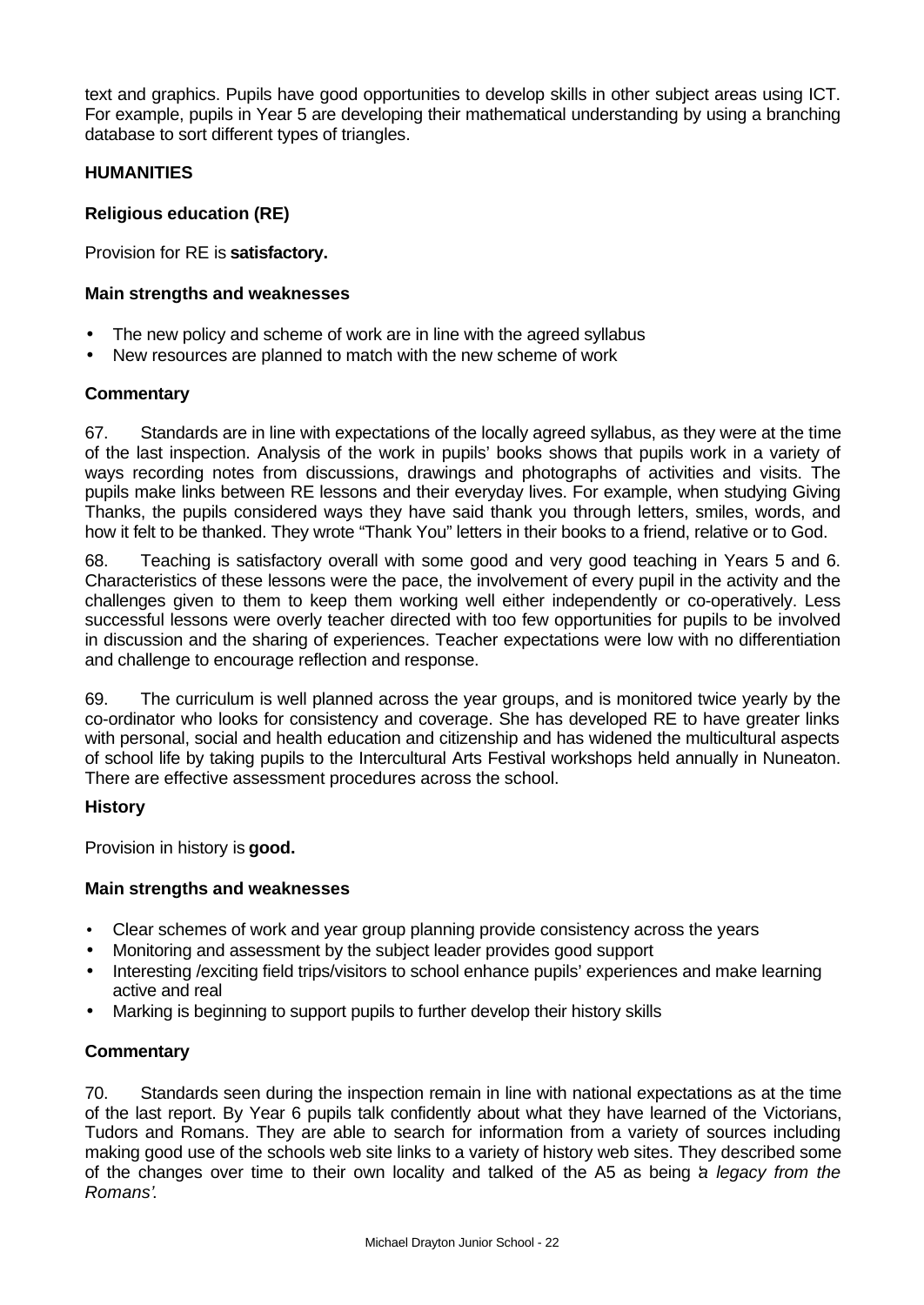text and graphics. Pupils have good opportunities to develop skills in other subject areas using ICT. For example, pupils in Year 5 are developing their mathematical understanding by using a branching database to sort different types of triangles.

## HUMANITIES

### Religious education (RE)

Provision for RE is **satisfactory.**

#### Main strengths and weaknesses

- The new policy and scheme of work are in line with the agreed syllabus
- New resources are planned to match with the new scheme of work

#### Commentary

67. Standards are in line with expectations of the locally agreed syllabus, as they were at the time of the last inspection. Analysis of the work in pupils' books shows that pupils work in a variety of ways recording notes from discussions, drawings and photographs of activities and visits. The pupils make links between RE lessons and their everyday lives. For example, when studying Giving Thanks, the pupils considered ways they have said thank you through letters, smiles, words, and how it felt to be thanked. They wrote "Thank You" letters in their books to a friend, relative or to God.

68. Teaching is satisfactory overall with some good and very good teaching in Years 5 and 6. Characteristics of these lessons were the pace, the involvement of every pupil in the activity and the challenges given to them to keep them working well either independently or co-operatively. Less successful lessons were overly teacher directed with too few opportunities for pupils to be involved in discussion and the sharing of experiences. Teacher expectations were low with no differentiation and challenge to encourage reflection and response.

69. The curriculum is well planned across the year groups, and is monitored twice yearly by the co-ordinator who looks for consistency and coverage. She has developed RE to have greater links with personal, social and health education and citizenship and has widened the multicultural aspects of school life by taking pupils to the Intercultural Arts Festival workshops held annually in Nuneaton. There are effective assessment procedures across the school.

### History

Provision in history is **good.**

#### Main strengths and weaknesses

- Clear schemes of work and year group planning provide consistency across the years
- Monitoring and assessment by the subject leader provides good support
- Interesting /exciting field trips/visitors to school enhance pupils' experiences and make learning active and real
- Marking is beginning to support pupils to further develop their history skills

#### Commentary

70. Standards seen during the inspection remain in line with national expectations as at the time of the last report. By Year 6 pupils talk confidently about what they have learned of the Victorians, Tudors and Romans. They are able to search for information from a variety of sources including making good use of the schools web site links to a variety of history web sites. They described some of the changes over time to their own locality and talked of the A5 as being *'a legacy from the Romans'.*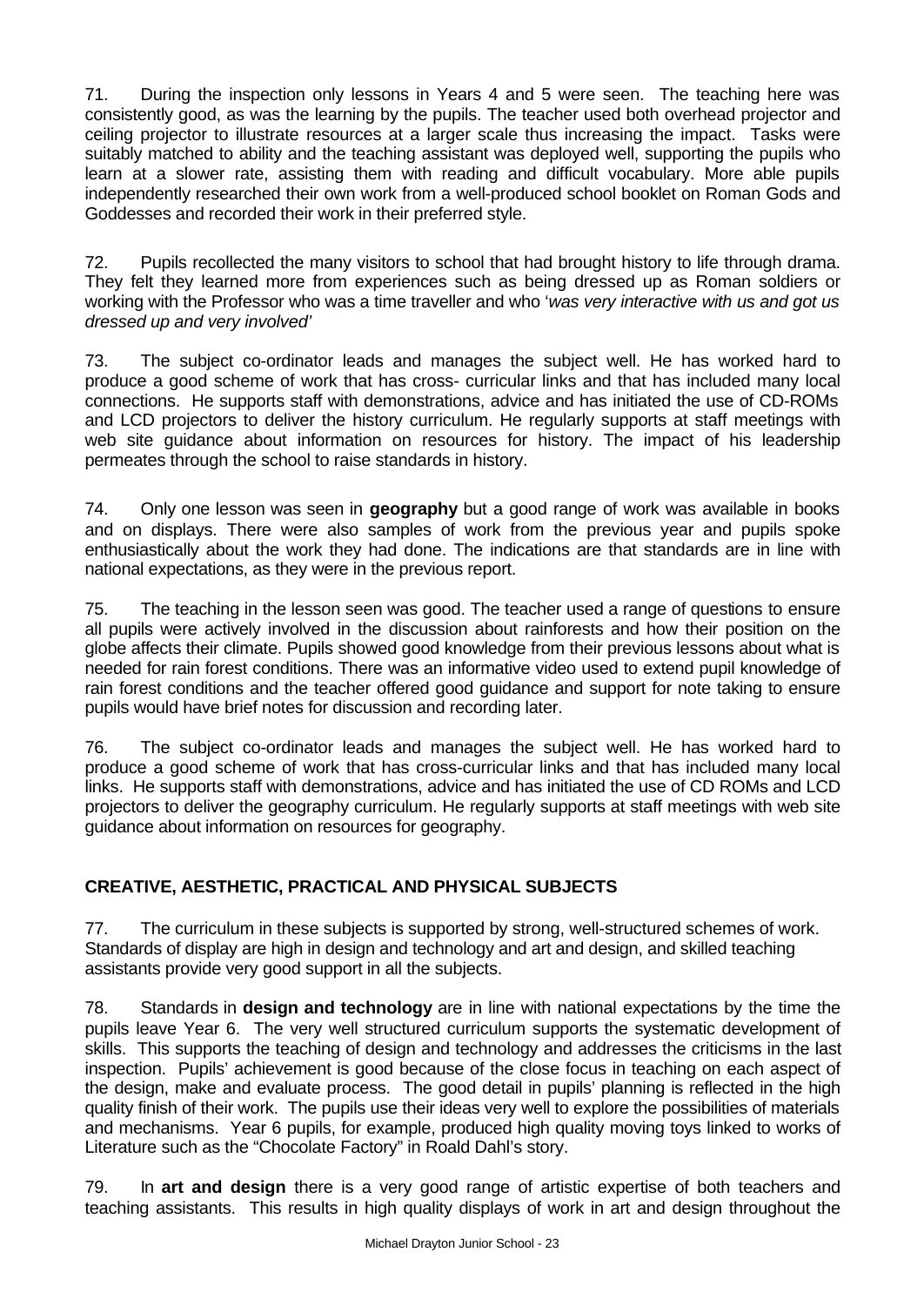71. During the inspection only lessons in Years 4 and 5 were seen. The teaching here was consistently good, as was the learning by the pupils. The teacher used both overhead projector and ceiling projector to illustrate resources at a larger scale thus increasing the impact. Tasks were suitably matched to ability and the teaching assistant was deployed well, supporting the pupils who learn at a slower rate, assisting them with reading and difficult vocabulary. More able pupils independently researched their own work from a well-produced school booklet on Roman Gods and Goddesses and recorded their work in their preferred style.

72. Pupils recollected the many visitors to school that had brought history to life through drama. They felt they learned more from experiences such as being dressed up as Roman soldiers or working with the Professor who was a time traveller and who '*was very interactive with us and got us dressed up and very involved'*

73. The subject co-ordinator leads and manages the subject well. He has worked hard to produce a good scheme of work that has cross- curricular links and that has included many local connections. He supports staff with demonstrations, advice and has initiated the use of CD-ROMs and LCD projectors to deliver the history curriculum. He regularly supports at staff meetings with web site guidance about information on resources for history. The impact of his leadership permeates through the school to raise standards in history.

74. Only one lesson was seen in **geography** but a good range of work was available in books and on displays. There were also samples of work from the previous year and pupils spoke enthusiastically about the work they had done. The indications are that standards are in line with national expectations, as they were in the previous report.

75. The teaching in the lesson seen was good. The teacher used a range of questions to ensure all pupils were actively involved in the discussion about rainforests and how their position on the globe affects their climate. Pupils showed good knowledge from their previous lessons about what is needed for rain forest conditions. There was an informative video used to extend pupil knowledge of rain forest conditions and the teacher offered good guidance and support for note taking to ensure pupils would have brief notes for discussion and recording later.

76. The subject co-ordinator leads and manages the subject well. He has worked hard to produce a good scheme of work that has cross-curricular links and that has included many local links. He supports staff with demonstrations, advice and has initiated the use of CD ROMs and LCD projectors to deliver the geography curriculum. He regularly supports at staff meetings with web site guidance about information on resources for geography.

## CREATIVE, AESTHETIC, PRACTICAL AND PHYSICAL SUBJECTS

77. The curriculum in these subjects is supported by strong, well-structured schemes of work. Standards of display are high in design and technology and art and design, and skilled teaching assistants provide very good support in all the subjects.

78. Standards in **design and technology** are in line with national expectations by the time the pupils leave Year 6. The very well structured curriculum supports the systematic development of skills. This supports the teaching of design and technology and addresses the criticisms in the last inspection. Pupils' achievement is good because of the close focus in teaching on each aspect of the design, make and evaluate process. The good detail in pupils' planning is reflected in the high quality finish of their work. The pupils use their ideas very well to explore the possibilities of materials and mechanisms. Year 6 pupils, for example, produced high quality moving toys linked to works of Literature such as the "Chocolate Factory" in Roald Dahl's story.

79. In **art and design** there is a very good range of artistic expertise of both teachers and teaching assistants. This results in high quality displays of work in art and design throughout the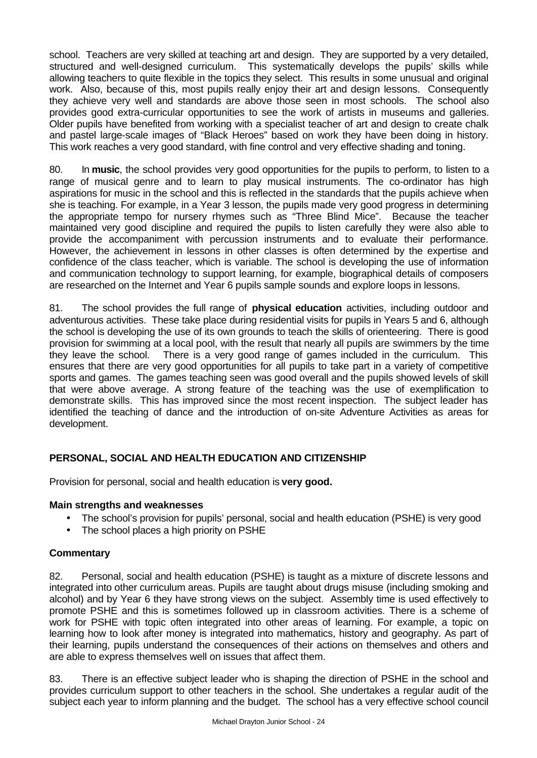school. Teachers are very skilled at teaching art and design. They are supported by a very detailed, structured and well-designed curriculum. This systematically develops the pupils' skills while allowing teachers to quite flexible in the topics they select. This results in some unusual and original work. Also, because of this, most pupils really enjoy their art and design lessons. Consequently they achieve very well and standards are above those seen in most schools. The school also provides good extra-curricular opportunities to see the work of artists in museums and galleries. Older pupils have benefited from working with a specialist teacher of art and design to create chalk and pastel large-scale images of "Black Heroes" based on work they have been doing in history. This work reaches a very good standard, with fine control and very effective shading and toning.

80. In **music**, the school provides very good opportunities for the pupils to perform, to listen to a range of musical genre and to learn to play musical instruments. The co-ordinator has high aspirations for music in the school and this is reflected in the standards that the pupils achieve when she is teaching. For example, in a Year 3 lesson, the pupils made very good progress in determining the appropriate tempo for nursery rhymes such as "Three Blind Mice". Because the teacher maintained very good discipline and required the pupils to listen carefully they were also able to provide the accompaniment with percussion instruments and to evaluate their performance. However, the achievement in lessons in other classes is often determined by the expertise and confidence of the class teacher, which is variable. The school is developing the use of information and communication technology to support learning, for example, biographical details of composers are researched on the Internet and Year 6 pupils sample sounds and explore loops in lessons.

81. The school provides the full range of **physical education** activities, including outdoor and adventurous activities. These take place during residential visits for pupils in Years 5 and 6, although the school is developing the use of its own grounds to teach the skills of orienteering. There is good provision for swimming at a local pool, with the result that nearly all pupils are swimmers by the time they leave the school. There is a very good range of games included in the curriculum. This ensures that there are very good opportunities for all pupils to take part in a variety of competitive sports and games. The games teaching seen was good overall and the pupils showed levels of skill that were above average. A strong feature of the teaching was the use of exemplification to demonstrate skills. This has improved since the most recent inspection. The subject leader has identified the teaching of dance and the introduction of on-site Adventure Activities as areas for development.

## PERSONAL, SOCIAL AND HEALTH EDUCATION AND CITIZENSHIP

Provision for personal, social and health education is **very good.**

### Main strengths and weaknesses

- The school's provision for pupils' personal, social and health education (PSHE) is very good
- The school places a high priority on PSHE

### Commentary

82. Personal, social and health education (PSHE) is taught as a mixture of discrete lessons and integrated into other curriculum areas. Pupils are taught about drugs misuse (including smoking and alcohol) and by Year 6 they have strong views on the subject. Assembly time is used effectively to promote PSHE and this is sometimes followed up in classroom activities. There is a scheme of work for PSHE with topic often integrated into other areas of learning. For example, a topic on learning how to look after money is integrated into mathematics, history and geography. As part of their learning, pupils understand the consequences of their actions on themselves and others and are able to express themselves well on issues that affect them.

83. There is an effective subject leader who is shaping the direction of PSHE in the school and provides curriculum support to other teachers in the school. She undertakes a regular audit of the subject each year to inform planning and the budget. The school has a very effective school council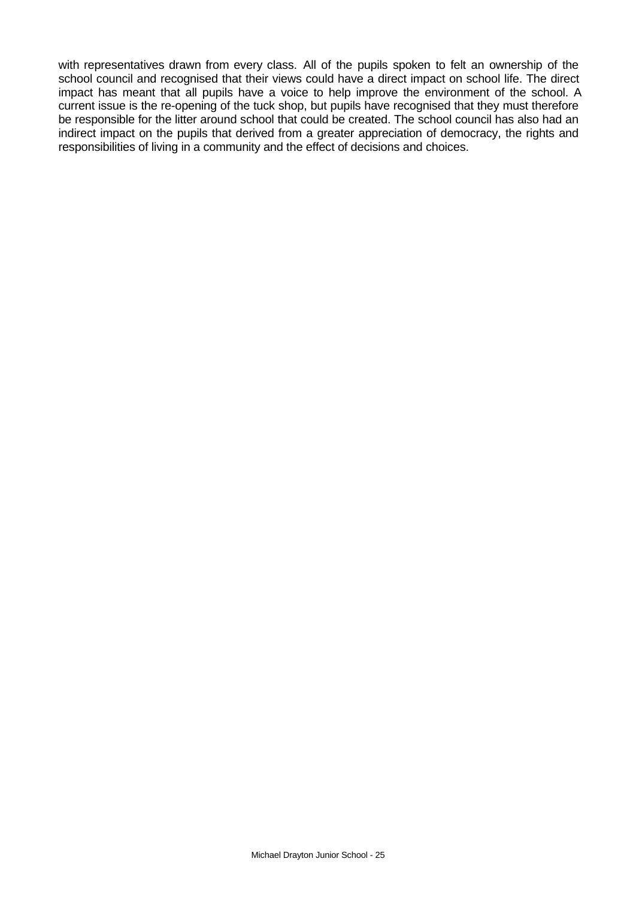with representatives drawn from every class. All of the pupils spoken to felt an ownership of the school council and recognised that their views could have a direct impact on school life. The direct impact has meant that all pupils have a voice to help improve the environment of the school. A current issue is the re-opening of the tuck shop, but pupils have recognised that they must therefore be responsible for the litter around school that could be created. The school council has also had an indirect impact on the pupils that derived from a greater appreciation of democracy, the rights and responsibilities of living in a community and the effect of decisions and choices.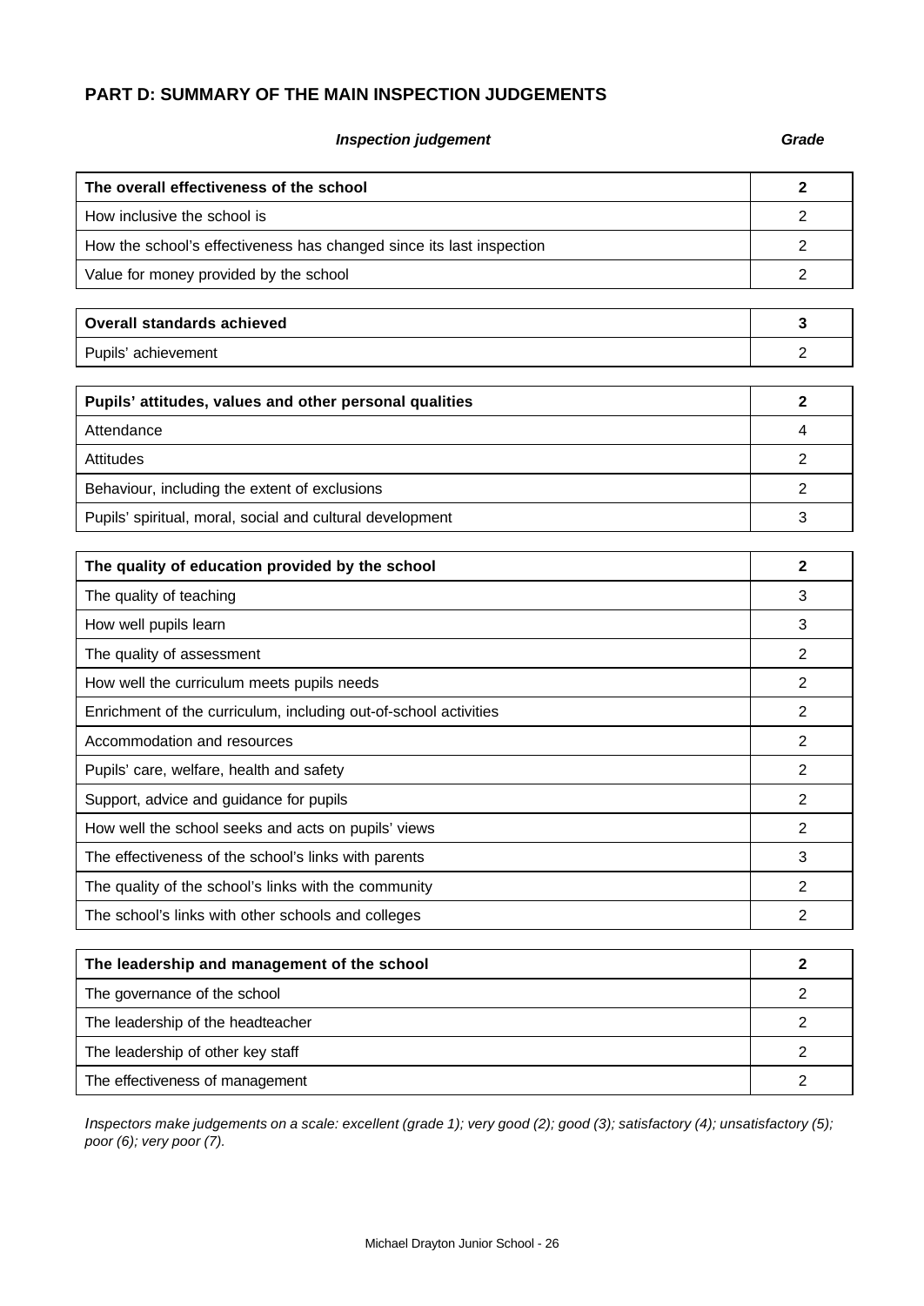## PART D: SUMMARY OF THE MAIN INSPECTION JUDGEMENTS

| *Inspection judgement* | *Grade* |
|---|---|
| **The overall effectiveness of the school** | **2** |
| How inclusive the school is | 2 |
| How the school's effectiveness has changed since its last inspection | 2 |
| Value for money provided by the school | 2 |
| **Overall standards achieved** | **3** |
| Pupils' achievement | 2 |
| **Pupils' attitudes, values and other personal qualities** | **2** |
| Attendance | 4 |
| Attitudes | 2 |
| Behaviour, including the extent of exclusions | 2 |
| Pupils' spiritual, moral, social and cultural development | 3 |
| **The quality of education provided by the school** | **2** |
| The quality of teaching | 3 |
| How well pupils learn | 3 |
| The quality of assessment | 2 |
| How well the curriculum meets pupils needs | 2 |
| Enrichment of the curriculum, including out-of-school activities | 2 |
| Accommodation and resources | 2 |
| Pupils' care, welfare, health and safety | 2 |
| Support, advice and guidance for pupils | 2 |
| How well the school seeks and acts on pupils' views | 2 |
| The effectiveness of the school's links with parents | 3 |
| The quality of the school's links with the community | 2 |
| The school's links with other schools and colleges | 2 |
| **The leadership and management of the school** | **2** |
| The governance of the school | 2 |
| The leadership of the headteacher | 2 |
| The leadership of other key staff | 2 |
| The effectiveness of management | 2 |

*Inspectors make judgements on a scale: excellent (grade 1); very good (2); good (3); satisfactory (4); unsatisfactory (5); poor (6); very poor (7).*